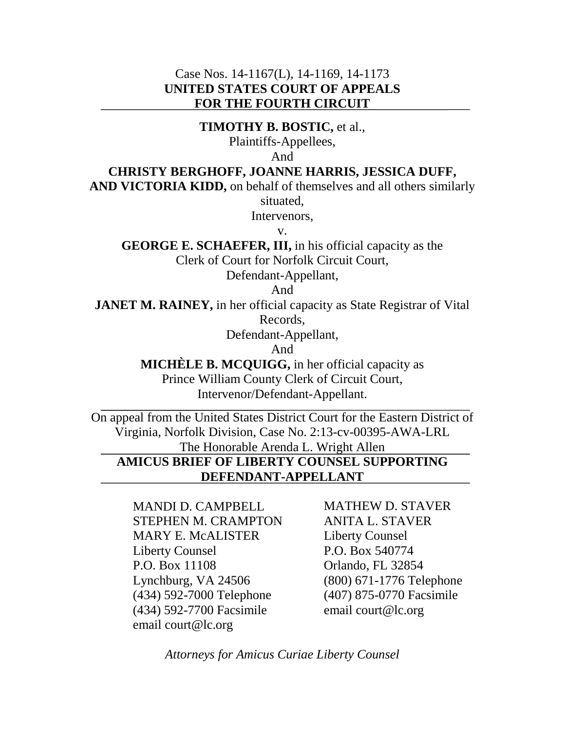Case Nos. 14-1167(L), 14-1169, 14-1173

**UNITED STATES COURT OF APPEALS**
**FOR THE FOURTH CIRCUIT**

---

**TIMOTHY B. BOSTIC,** et al.,
Plaintiffs-Appellees,
And
**CHRISTY BERGHOFF, JOANNE HARRIS, JESSICA DUFF, AND VICTORIA KIDD,** on behalf of themselves and all others similarly situated,
Intervenors,
v.
**GEORGE E. SCHAEFER, III,** in his official capacity as the Clerk of Court for Norfolk Circuit Court,
Defendant-Appellant,
And
**JANET M. RAINEY,** in her official capacity as State Registrar of Vital Records,
Defendant-Appellant,
And
**MICHÈLE B. MCQUIGG,** in her official capacity as Prince William County Clerk of Circuit Court,
Intervenor/Defendant-Appellant.

---

On appeal from the United States District Court for the Eastern District of Virginia, Norfolk Division, Case No. 2:13-cv-00395-AWA-LRL
The Honorable Arenda L. Wright Allen

---

**AMICUS BRIEF OF LIBERTY COUNSEL SUPPORTING DEFENDANT-APPELLANT**

---

MANDI D. CAMPBELL
STEPHEN M. CRAMPTON
MARY E. McALISTER
Liberty Counsel
P.O. Box 11108
Lynchburg, VA 24506
(434) 592-7000 Telephone
(434) 592-7700 Facsimile
email court@lc.org

MATHEW D. STAVER
ANITA L. STAVER
Liberty Counsel
P.O. Box 540774
Orlando, FL 32854
(800) 671-1776 Telephone
(407) 875-0770 Facsimile
email court@lc.org

*Attorneys for Amicus Curiae Liberty Counsel*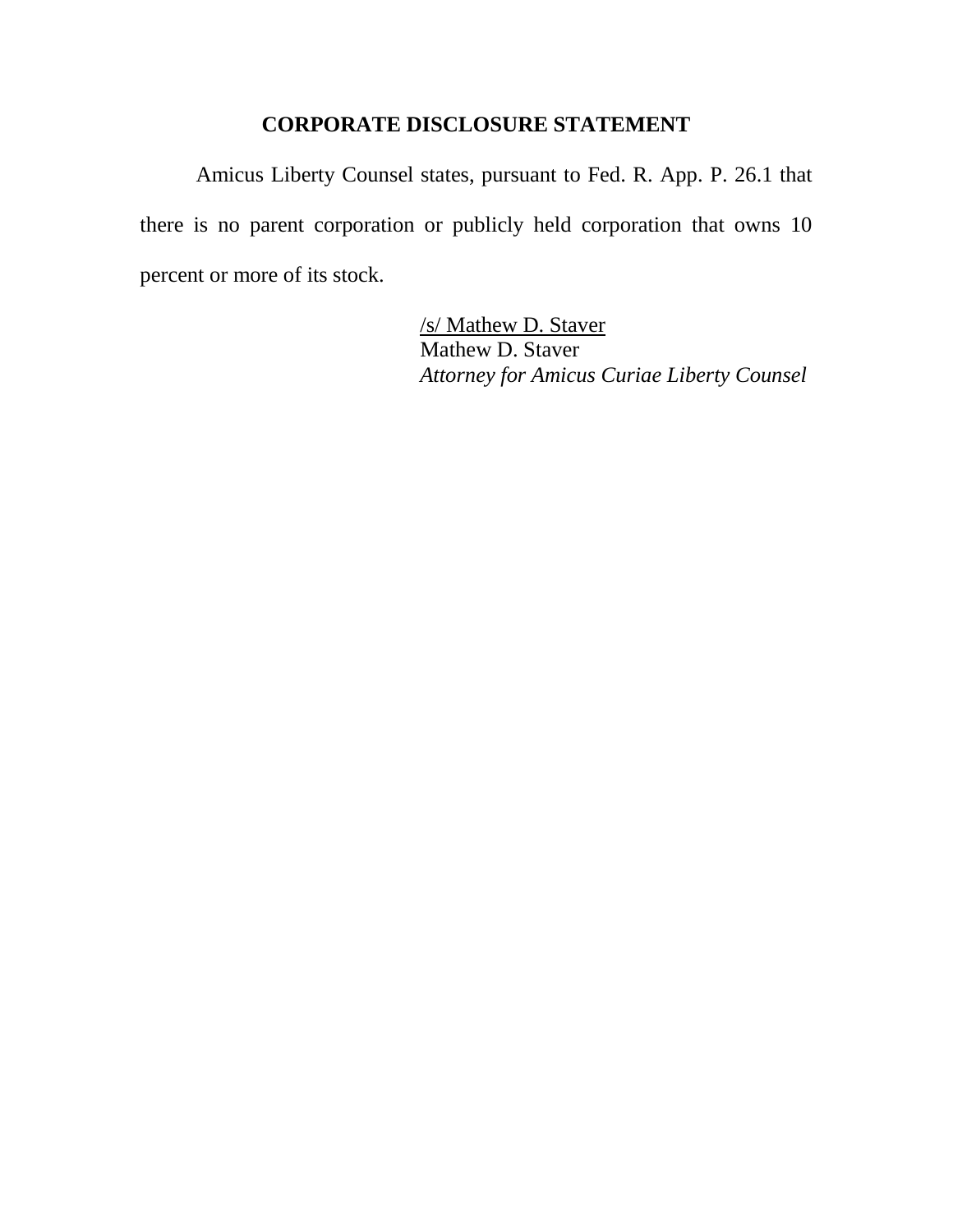## CORPORATE DISCLOSURE STATEMENT

Amicus Liberty Counsel states, pursuant to Fed. R. App. P. 26.1 that there is no parent corporation or publicly held corporation that owns 10 percent or more of its stock.

/s/ Mathew D. Staver
Mathew D. Staver
*Attorney for Amicus Curiae Liberty Counsel*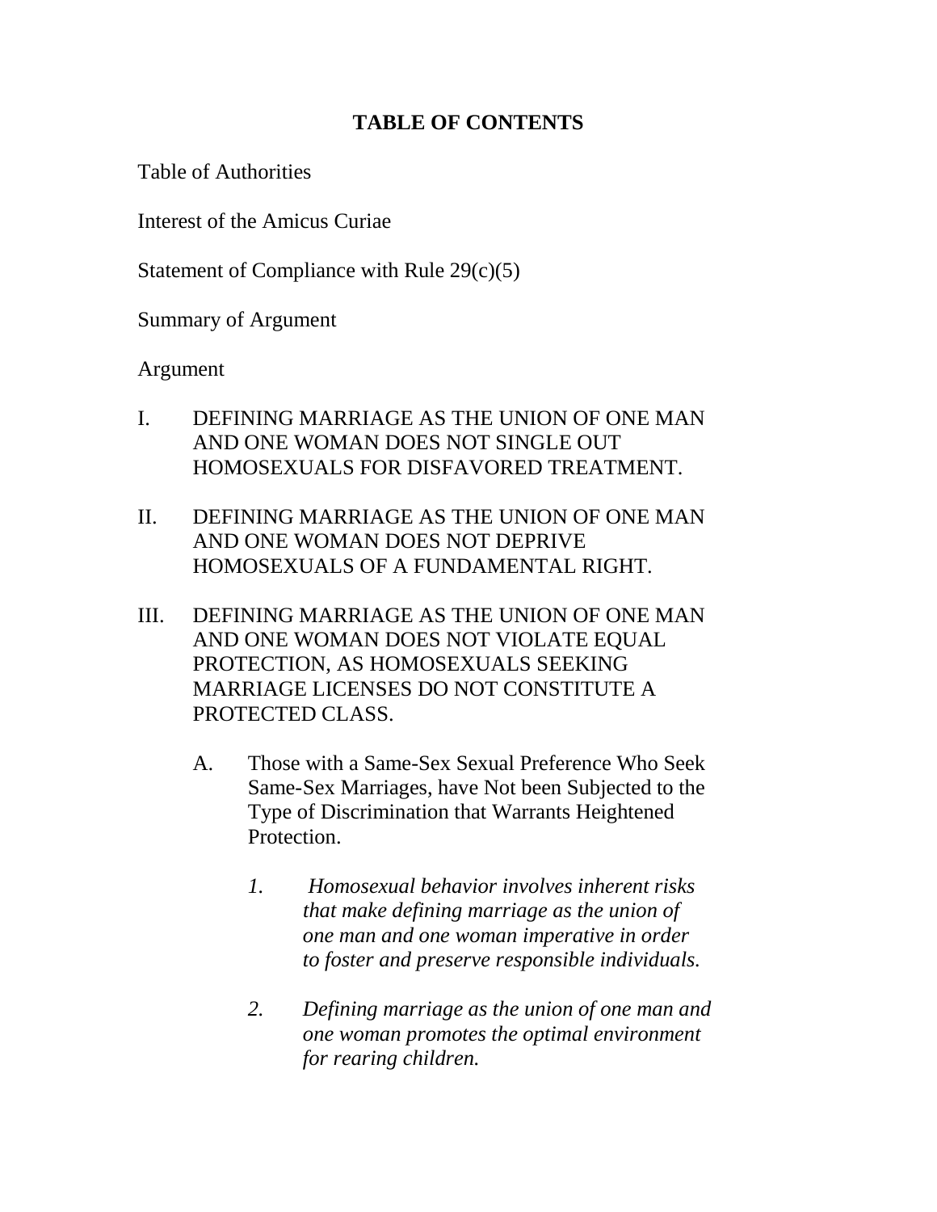# TABLE OF CONTENTS

Table of Authorities

Interest of the Amicus Curiae

Statement of Compliance with Rule 29(c)(5)

Summary of Argument

Argument

I. DEFINING MARRIAGE AS THE UNION OF ONE MAN AND ONE WOMAN DOES NOT SINGLE OUT HOMOSEXUALS FOR DISFAVORED TREATMENT.

II. DEFINING MARRIAGE AS THE UNION OF ONE MAN AND ONE WOMAN DOES NOT DEPRIVE HOMOSEXUALS OF A FUNDAMENTAL RIGHT.

III. DEFINING MARRIAGE AS THE UNION OF ONE MAN AND ONE WOMAN DOES NOT VIOLATE EQUAL PROTECTION, AS HOMOSEXUALS SEEKING MARRIAGE LICENSES DO NOT CONSTITUTE A PROTECTED CLASS.

  A. Those with a Same-Sex Sexual Preference Who Seek Same-Sex Marriages, have Not been Subjected to the Type of Discrimination that Warrants Heightened Protection.

    1. *Homosexual behavior involves inherent risks that make defining marriage as the union of one man and one woman imperative in order to foster and preserve responsible individuals.*

    2. *Defining marriage as the union of one man and one woman promotes the optimal environment for rearing children.*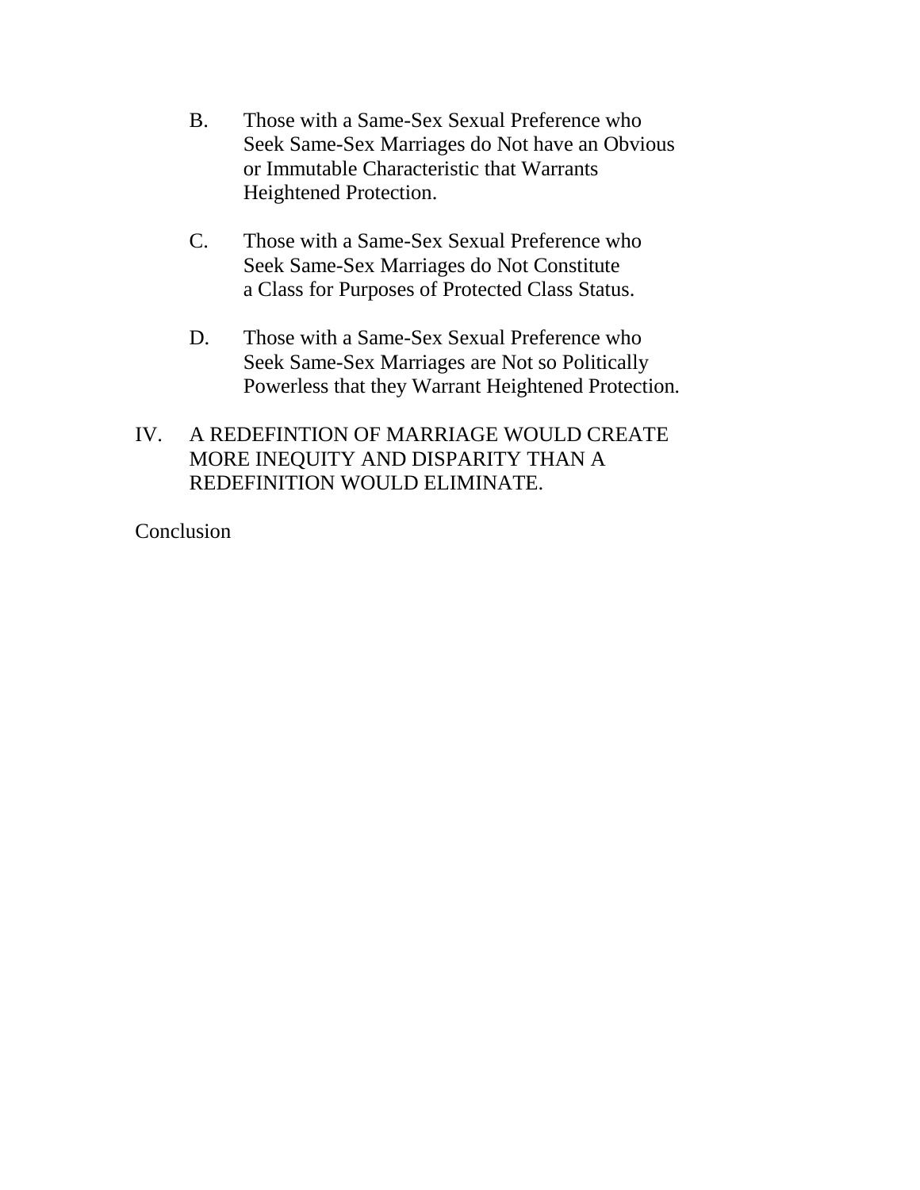B. Those with a Same-Sex Sexual Preference who Seek Same-Sex Marriages do Not have an Obvious or Immutable Characteristic that Warrants Heightened Protection.

C. Those with a Same-Sex Sexual Preference who Seek Same-Sex Marriages do Not Constitute a Class for Purposes of Protected Class Status.

D. Those with a Same-Sex Sexual Preference who Seek Same-Sex Marriages are Not so Politically Powerless that they Warrant Heightened Protection.

IV. A REDEFINTION OF MARRIAGE WOULD CREATE MORE INEQUITY AND DISPARITY THAN A REDEFINITION WOULD ELIMINATE.

Conclusion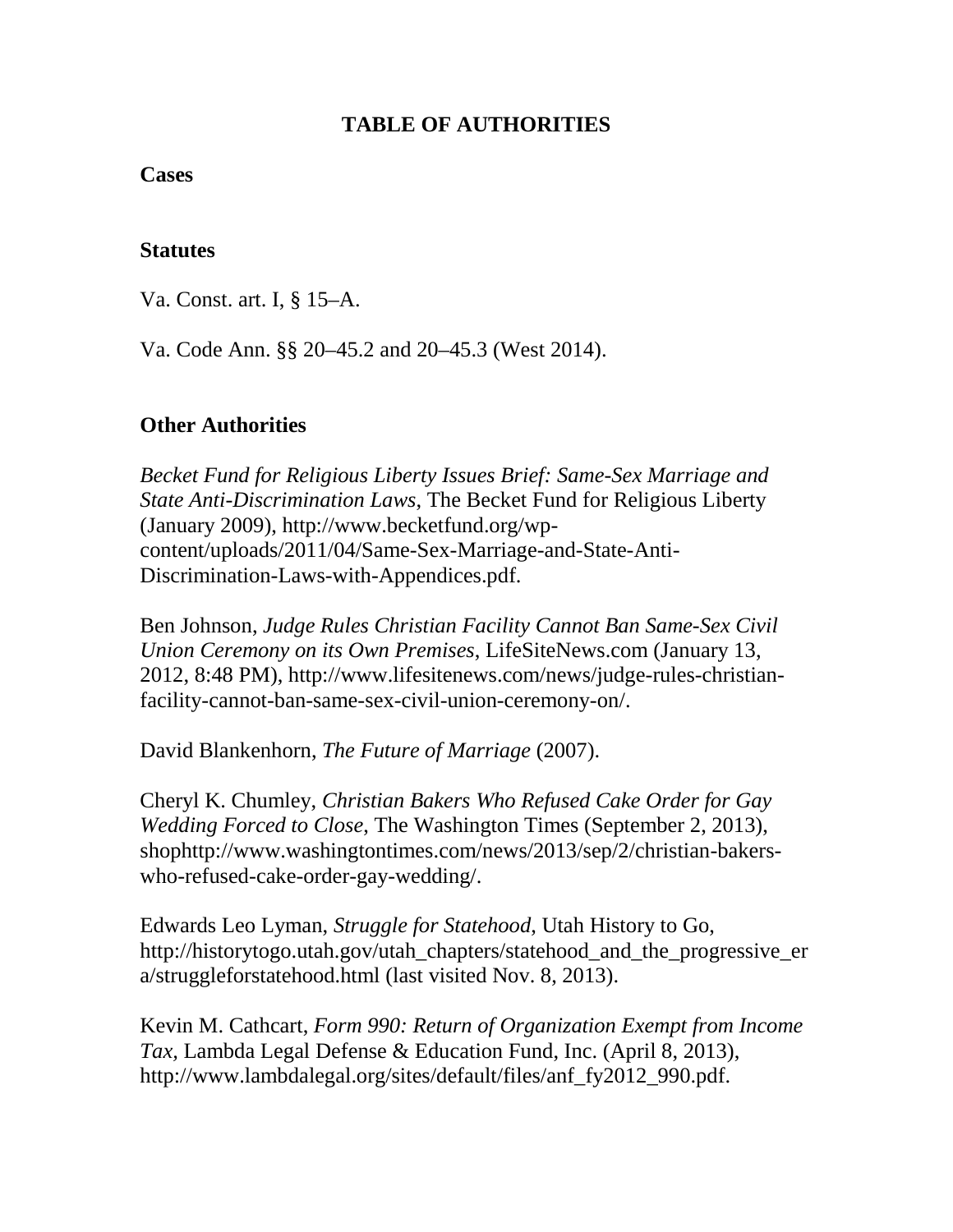# TABLE OF AUTHORITIES

## Cases

## Statutes

Va. Const. art. I, § 15–A.

Va. Code Ann. §§ 20–45.2 and 20–45.3 (West 2014).

## Other Authorities

*Becket Fund for Religious Liberty Issues Brief: Same-Sex Marriage and State Anti-Discrimination Laws*, The Becket Fund for Religious Liberty (January 2009), http://www.becketfund.org/wp-content/uploads/2011/04/Same-Sex-Marriage-and-State-Anti-Discrimination-Laws-with-Appendices.pdf.

Ben Johnson, *Judge Rules Christian Facility Cannot Ban Same-Sex Civil Union Ceremony on its Own Premises*, LifeSiteNews.com (January 13, 2012, 8:48 PM), http://www.lifesitenews.com/news/judge-rules-christian-facility-cannot-ban-same-sex-civil-union-ceremony-on/.

David Blankenhorn, *The Future of Marriage* (2007).

Cheryl K. Chumley, *Christian Bakers Who Refused Cake Order for Gay Wedding Forced to Close,* The Washington Times (September 2, 2013), shophttp://www.washingtontimes.com/news/2013/sep/2/christian-bakers-who-refused-cake-order-gay-wedding/.

Edwards Leo Lyman, *Struggle for Statehood,* Utah History to Go, http://historytogo.utah.gov/utah_chapters/statehood_and_the_progressive_era/struggleforstatehood.html (last visited Nov. 8, 2013).

Kevin M. Cathcart, *Form 990: Return of Organization Exempt from Income Tax*, Lambda Legal Defense & Education Fund, Inc. (April 8, 2013), http://www.lambdalegal.org/sites/default/files/anf_fy2012_990.pdf.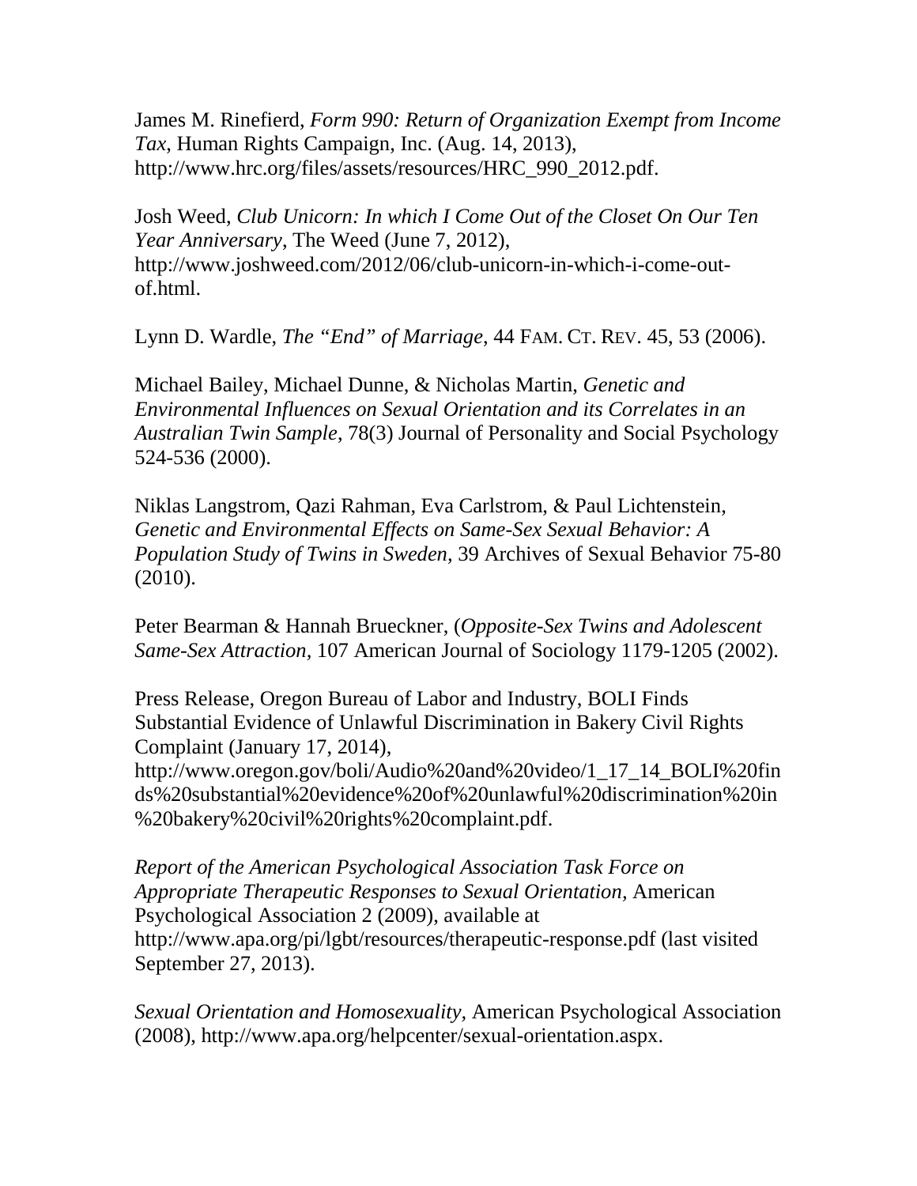James M. Rinefierd, *Form 990: Return of Organization Exempt from Income Tax*, Human Rights Campaign, Inc. (Aug. 14, 2013), http://www.hrc.org/files/assets/resources/HRC_990_2012.pdf.

Josh Weed, *Club Unicorn: In which I Come Out of the Closet On Our Ten Year Anniversary*, The Weed (June 7, 2012), http://www.joshweed.com/2012/06/club-unicorn-in-which-i-come-out-of.html.

Lynn D. Wardle, *The "End" of Marriage*, 44 FAM. CT. REV. 45, 53 (2006).

Michael Bailey, Michael Dunne, & Nicholas Martin, *Genetic and Environmental Influences on Sexual Orientation and its Correlates in an Australian Twin Sample*, 78(3) Journal of Personality and Social Psychology 524-536 (2000).

Niklas Langstrom, Qazi Rahman, Eva Carlstrom, & Paul Lichtenstein, *Genetic and Environmental Effects on Same-Sex Sexual Behavior: A Population Study of Twins in Sweden,* 39 Archives of Sexual Behavior 75-80 (2010).

Peter Bearman & Hannah Brueckner, (*Opposite-Sex Twins and Adolescent Same-Sex Attraction,* 107 American Journal of Sociology 1179-1205 (2002).

Press Release, Oregon Bureau of Labor and Industry, BOLI Finds Substantial Evidence of Unlawful Discrimination in Bakery Civil Rights Complaint (January 17, 2014), http://www.oregon.gov/boli/Audio%20and%20video/1_17_14_BOLI%20finds%20substantial%20evidence%20of%20unlawful%20discrimination%20in%20bakery%20civil%20rights%20complaint.pdf.

*Report of the American Psychological Association Task Force on Appropriate Therapeutic Responses to Sexual Orientation,* American Psychological Association 2 (2009), available at http://www.apa.org/pi/lgbt/resources/therapeutic-response.pdf (last visited September 27, 2013).

*Sexual Orientation and Homosexuality,* American Psychological Association (2008), http://www.apa.org/helpcenter/sexual-orientation.aspx.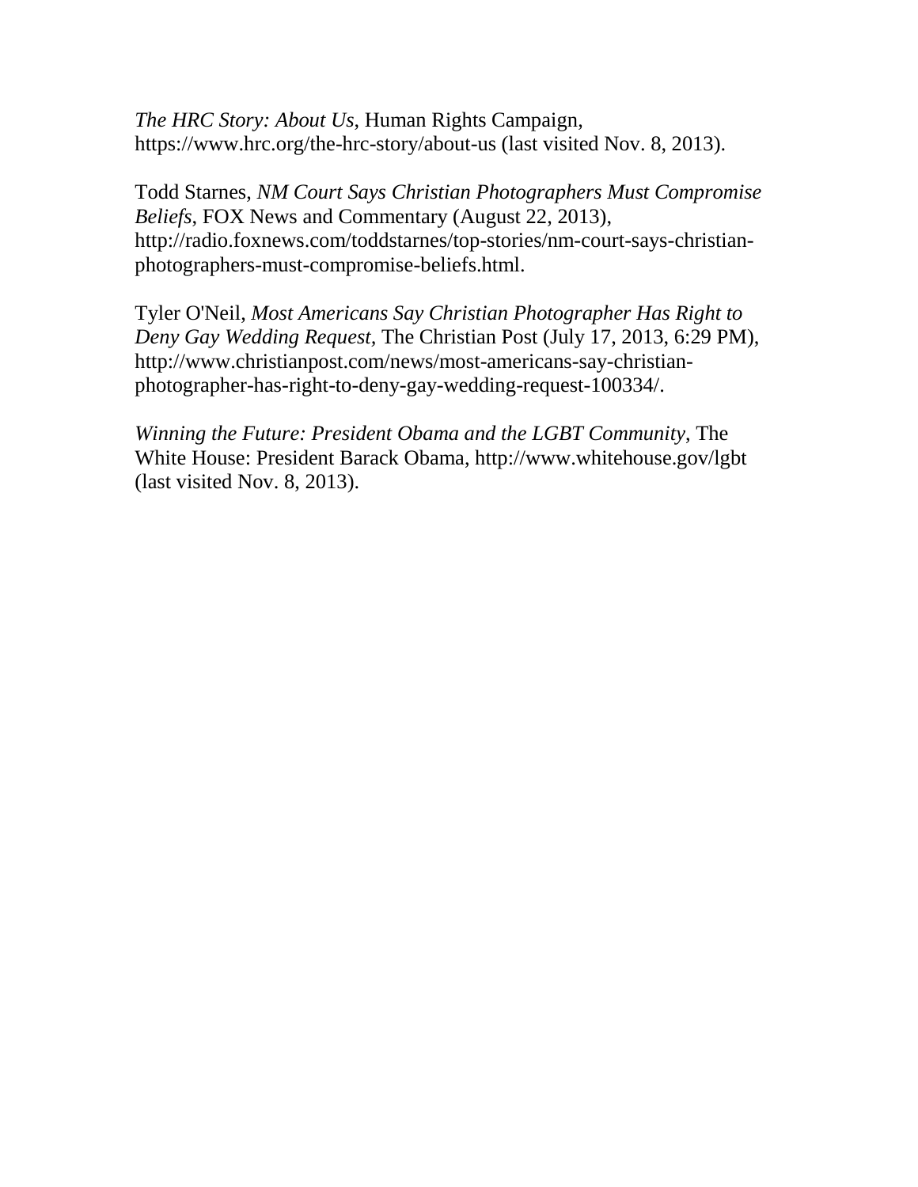*The HRC Story: About Us*, Human Rights Campaign, https://www.hrc.org/the-hrc-story/about-us (last visited Nov. 8, 2013).

Todd Starnes, *NM Court Says Christian Photographers Must Compromise Beliefs*, FOX News and Commentary (August 22, 2013), http://radio.foxnews.com/toddstarnes/top-stories/nm-court-says-christian-photographers-must-compromise-beliefs.html.

Tyler O'Neil, *Most Americans Say Christian Photographer Has Right to Deny Gay Wedding Request*, The Christian Post (July 17, 2013, 6:29 PM), http://www.christianpost.com/news/most-americans-say-christian-photographer-has-right-to-deny-gay-wedding-request-100334/.

*Winning the Future: President Obama and the LGBT Community*, The White House: President Barack Obama, http://www.whitehouse.gov/lgbt (last visited Nov. 8, 2013).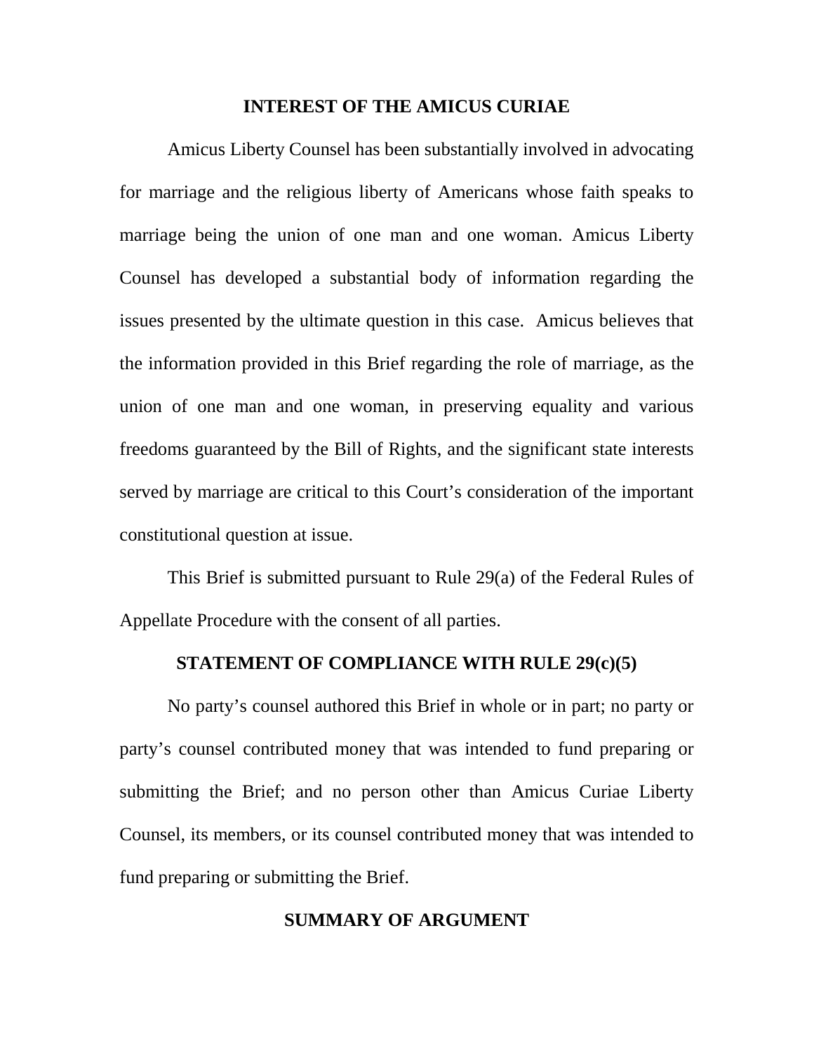## INTEREST OF THE AMICUS CURIAE

Amicus Liberty Counsel has been substantially involved in advocating for marriage and the religious liberty of Americans whose faith speaks to marriage being the union of one man and one woman. Amicus Liberty Counsel has developed a substantial body of information regarding the issues presented by the ultimate question in this case. Amicus believes that the information provided in this Brief regarding the role of marriage, as the union of one man and one woman, in preserving equality and various freedoms guaranteed by the Bill of Rights, and the significant state interests served by marriage are critical to this Court's consideration of the important constitutional question at issue.

This Brief is submitted pursuant to Rule 29(a) of the Federal Rules of Appellate Procedure with the consent of all parties.

## STATEMENT OF COMPLIANCE WITH RULE 29(c)(5)

No party's counsel authored this Brief in whole or in part; no party or party's counsel contributed money that was intended to fund preparing or submitting the Brief; and no person other than Amicus Curiae Liberty Counsel, its members, or its counsel contributed money that was intended to fund preparing or submitting the Brief.

## SUMMARY OF ARGUMENT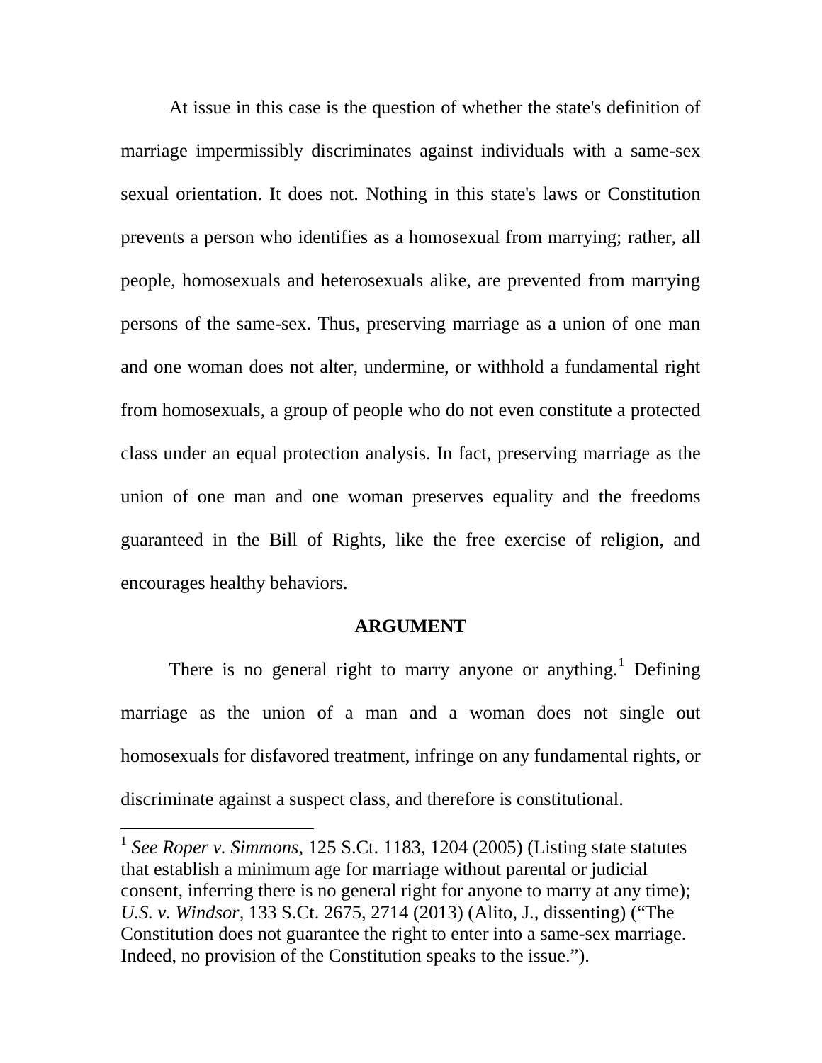At issue in this case is the question of whether the state's definition of marriage impermissibly discriminates against individuals with a same-sex sexual orientation. It does not. Nothing in this state's laws or Constitution prevents a person who identifies as a homosexual from marrying; rather, all people, homosexuals and heterosexuals alike, are prevented from marrying persons of the same-sex. Thus, preserving marriage as a union of one man and one woman does not alter, undermine, or withhold a fundamental right from homosexuals, a group of people who do not even constitute a protected class under an equal protection analysis. In fact, preserving marriage as the union of one man and one woman preserves equality and the freedoms guaranteed in the Bill of Rights, like the free exercise of religion, and encourages healthy behaviors.

## ARGUMENT

There is no general right to marry anyone or anything.[1] Defining marriage as the union of a man and a woman does not single out homosexuals for disfavored treatment, infringe on any fundamental rights, or discriminate against a suspect class, and therefore is constitutional.

---

[1] *See Roper v. Simmons,* 125 S.Ct. 1183, 1204 (2005) (Listing state statutes that establish a minimum age for marriage without parental or judicial consent, inferring there is no general right for anyone to marry at any time); *U.S. v. Windsor,* 133 S.Ct. 2675, 2714 (2013) (Alito, J., dissenting) ("The Constitution does not guarantee the right to enter into a same-sex marriage. Indeed, no provision of the Constitution speaks to the issue.").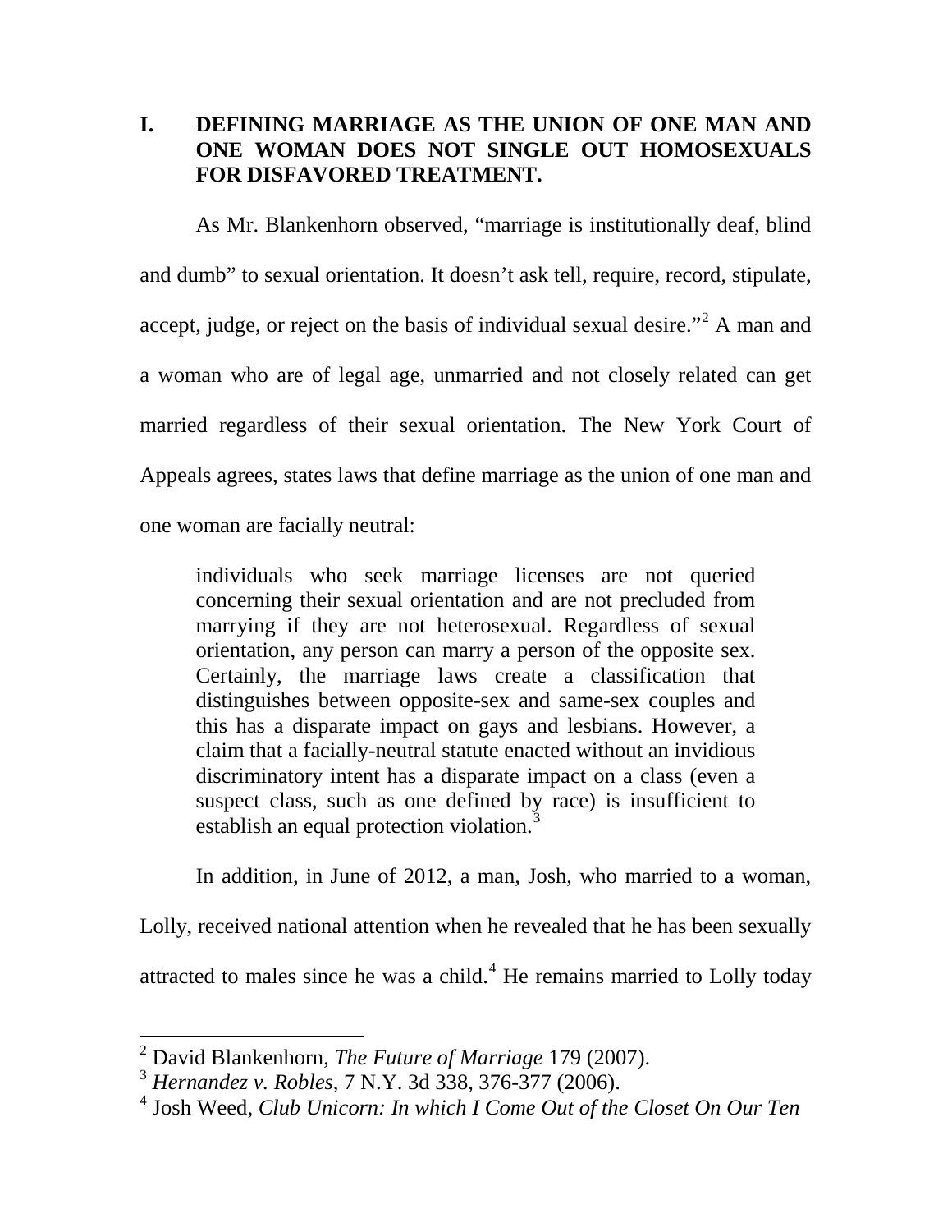## I. DEFINING MARRIAGE AS THE UNION OF ONE MAN AND ONE WOMAN DOES NOT SINGLE OUT HOMOSEXUALS FOR DISFAVORED TREATMENT.

As Mr. Blankenhorn observed, "marriage is institutionally deaf, blind and dumb" to sexual orientation. It doesn't ask tell, require, record, stipulate, accept, judge, or reject on the basis of individual sexual desire."[2] A man and a woman who are of legal age, unmarried and not closely related can get married regardless of their sexual orientation. The New York Court of Appeals agrees, states laws that define marriage as the union of one man and one woman are facially neutral:

> individuals who seek marriage licenses are not queried concerning their sexual orientation and are not precluded from marrying if they are not heterosexual. Regardless of sexual orientation, any person can marry a person of the opposite sex. Certainly, the marriage laws create a classification that distinguishes between opposite-sex and same-sex couples and this has a disparate impact on gays and lesbians. However, a claim that a facially-neutral statute enacted without an invidious discriminatory intent has a disparate impact on a class (even a suspect class, such as one defined by race) is insufficient to establish an equal protection violation.[3]

In addition, in June of 2012, a man, Josh, who married to a woman, Lolly, received national attention when he revealed that he has been sexually attracted to males since he was a child.[4] He remains married to Lolly today

---

[2] David Blankenhorn, *The Future of Marriage* 179 (2007).

[3] *Hernandez v. Robles*, 7 N.Y. 3d 338, 376-377 (2006).

[4] Josh Weed, *Club Unicorn: In which I Come Out of the Closet On Our Ten*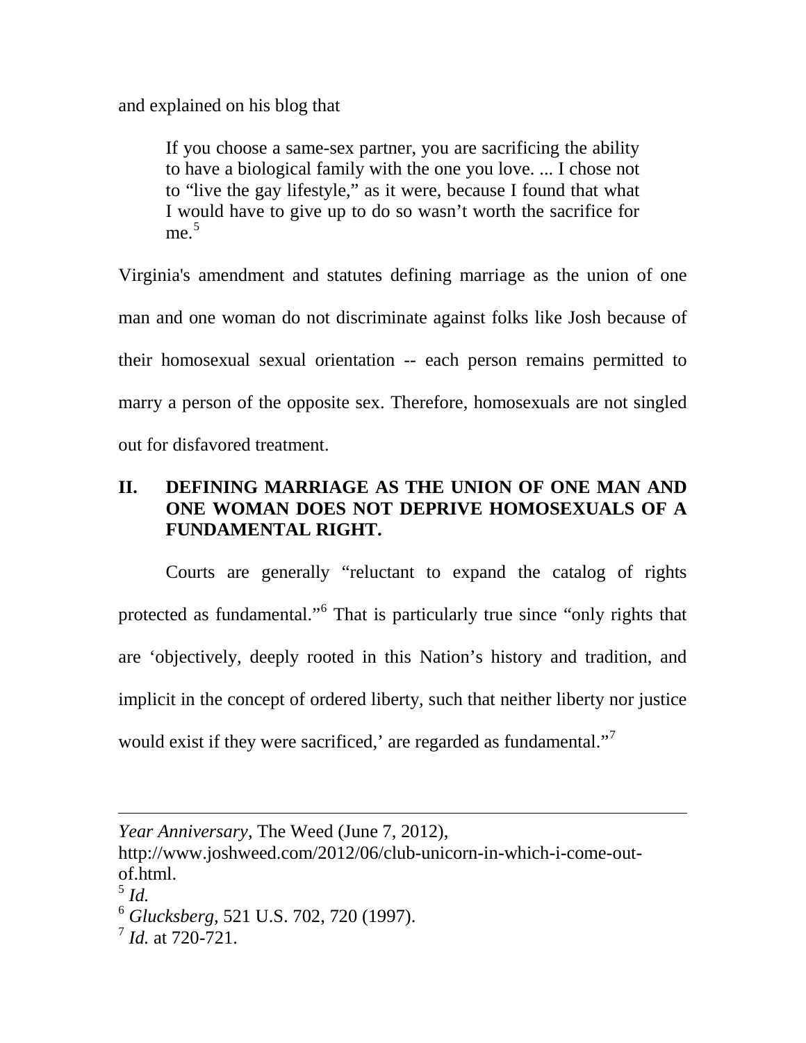and explained on his blog that

> If you choose a same-sex partner, you are sacrificing the ability to have a biological family with the one you love. ... I chose not to "live the gay lifestyle," as it were, because I found that what I would have to give up to do so wasn't worth the sacrifice for me.[5]

Virginia's amendment and statutes defining marriage as the union of one man and one woman do not discriminate against folks like Josh because of their homosexual sexual orientation -- each person remains permitted to marry a person of the opposite sex. Therefore, homosexuals are not singled out for disfavored treatment.

## II. DEFINING MARRIAGE AS THE UNION OF ONE MAN AND ONE WOMAN DOES NOT DEPRIVE HOMOSEXUALS OF A FUNDAMENTAL RIGHT.

Courts are generally "reluctant to expand the catalog of rights protected as fundamental."[6] That is particularly true since "only rights that are 'objectively, deeply rooted in this Nation's history and tradition, and implicit in the concept of ordered liberty, such that neither liberty nor justice would exist if they were sacrificed,' are regarded as fundamental."[7]

---

*Year Anniversary*, The Weed (June 7, 2012), http://www.joshweed.com/2012/06/club-unicorn-in-which-i-come-out-of.html.

[5] *Id.*

[6] *Glucksberg*, 521 U.S. 702, 720 (1997).

[7] *Id.* at 720-721.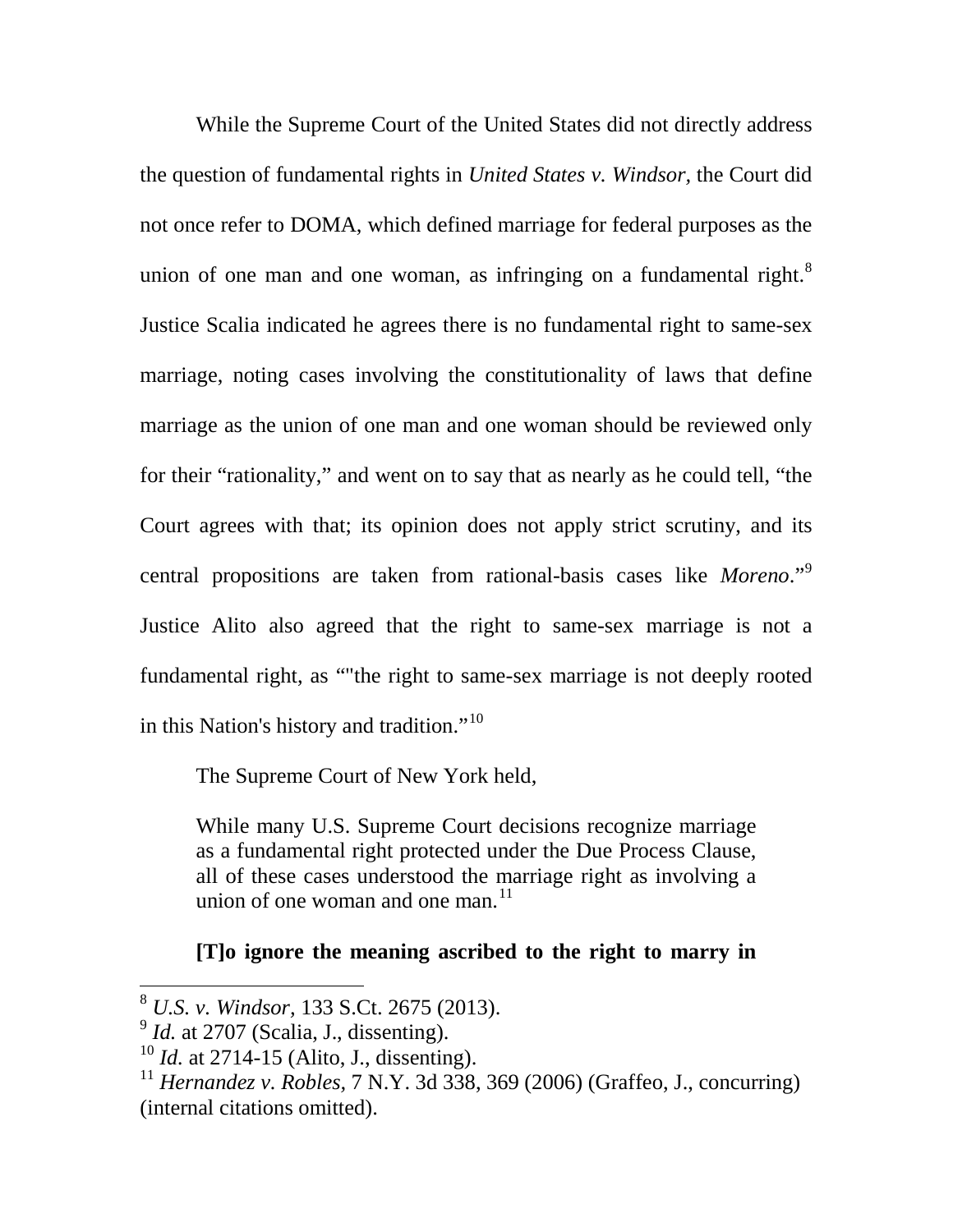While the Supreme Court of the United States did not directly address the question of fundamental rights in *United States v. Windsor*, the Court did not once refer to DOMA, which defined marriage for federal purposes as the union of one man and one woman, as infringing on a fundamental right.[8] Justice Scalia indicated he agrees there is no fundamental right to same-sex marriage, noting cases involving the constitutionality of laws that define marriage as the union of one man and one woman should be reviewed only for their "rationality," and went on to say that as nearly as he could tell, "the Court agrees with that; its opinion does not apply strict scrutiny, and its central propositions are taken from rational-basis cases like *Moreno*."[9] Justice Alito also agreed that the right to same-sex marriage is not a fundamental right, as ""the right to same-sex marriage is not deeply rooted in this Nation's history and tradition."[10]

The Supreme Court of New York held,

> While many U.S. Supreme Court decisions recognize marriage as a fundamental right protected under the Due Process Clause, all of these cases understood the marriage right as involving a union of one woman and one man.[11]
>
> **[T]o ignore the meaning ascribed to the right to marry in**

---

[8] *U.S. v. Windsor*, 133 S.Ct. 2675 (2013).

[9] *Id.* at 2707 (Scalia, J., dissenting).

[10] *Id.* at 2714-15 (Alito, J., dissenting).

[11] *Hernandez v. Robles*, 7 N.Y. 3d 338, 369 (2006) (Graffeo, J., concurring) (internal citations omitted).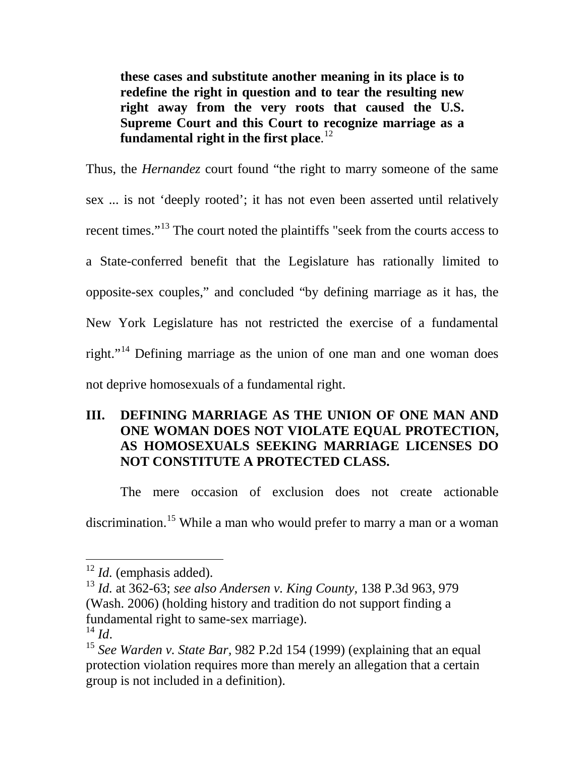> **these cases and substitute another meaning in its place is to redefine the right in question and to tear the resulting new right away from the very roots that caused the U.S. Supreme Court and this Court to recognize marriage as a fundamental right in the first place**.[12]

Thus, the *Hernandez* court found "the right to marry someone of the same sex ... is not 'deeply rooted'; it has not even been asserted until relatively recent times."[13] The court noted the plaintiffs "seek from the courts access to a State-conferred benefit that the Legislature has rationally limited to opposite-sex couples," and concluded "by defining marriage as it has, the New York Legislature has not restricted the exercise of a fundamental right."[14] Defining marriage as the union of one man and one woman does not deprive homosexuals of a fundamental right.

## III. DEFINING MARRIAGE AS THE UNION OF ONE MAN AND ONE WOMAN DOES NOT VIOLATE EQUAL PROTECTION, AS HOMOSEXUALS SEEKING MARRIAGE LICENSES DO NOT CONSTITUTE A PROTECTED CLASS.

The mere occasion of exclusion does not create actionable discrimination.[15] While a man who would prefer to marry a man or a woman

---

[12] *Id.* (emphasis added).

[13] *Id.* at 362-63; *see also Andersen v. King County*, 138 P.3d 963, 979 (Wash. 2006) (holding history and tradition do not support finding a fundamental right to same-sex marriage).

[14] *Id*.

[15] *See Warden v. State Bar*, 982 P.2d 154 (1999) (explaining that an equal protection violation requires more than merely an allegation that a certain group is not included in a definition).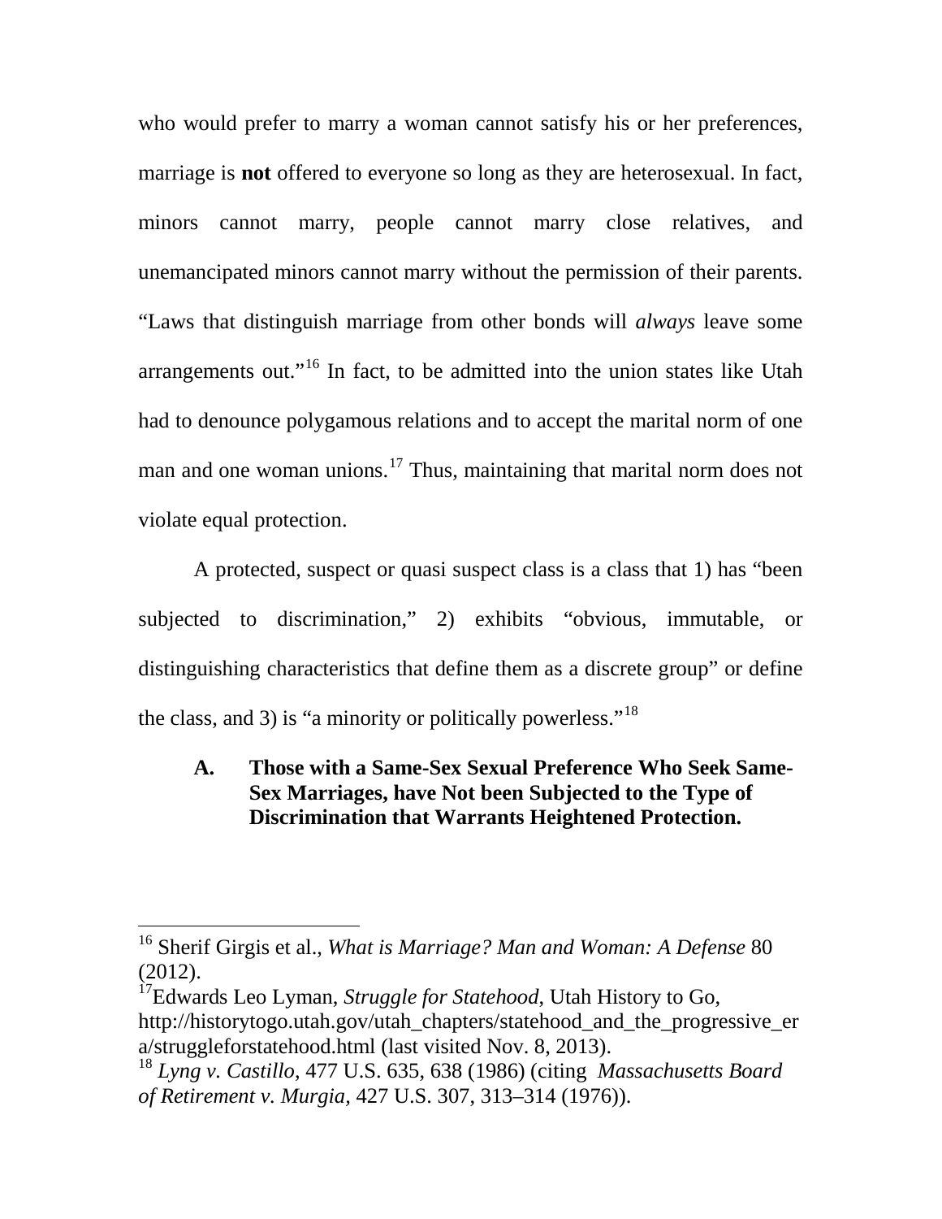who would prefer to marry a woman cannot satisfy his or her preferences, marriage is **not** offered to everyone so long as they are heterosexual. In fact, minors cannot marry, people cannot marry close relatives, and unemancipated minors cannot marry without the permission of their parents. "Laws that distinguish marriage from other bonds will *always* leave some arrangements out."[16] In fact, to be admitted into the union states like Utah had to denounce polygamous relations and to accept the marital norm of one man and one woman unions.[17] Thus, maintaining that marital norm does not violate equal protection.

A protected, suspect or quasi suspect class is a class that 1) has "been subjected to discrimination," 2) exhibits "obvious, immutable, or distinguishing characteristics that define them as a discrete group" or define the class, and 3) is "a minority or politically powerless."[18]

### A. Those with a Same-Sex Sexual Preference Who Seek Same-Sex Marriages, have Not been Subjected to the Type of Discrimination that Warrants Heightened Protection.

---

[16] Sherif Girgis et al., *What is Marriage? Man and Woman: A Defense* 80 (2012).

[17] Edwards Leo Lyman, *Struggle for Statehood*, Utah History to Go, http://historytogo.utah.gov/utah_chapters/statehood_and_the_progressive_era/struggleforstatehood.html (last visited Nov. 8, 2013).

[18] *Lyng v. Castillo*, 477 U.S. 635, 638 (1986) (citing *Massachusetts Board of Retirement v. Murgia*, 427 U.S. 307, 313–314 (1976)).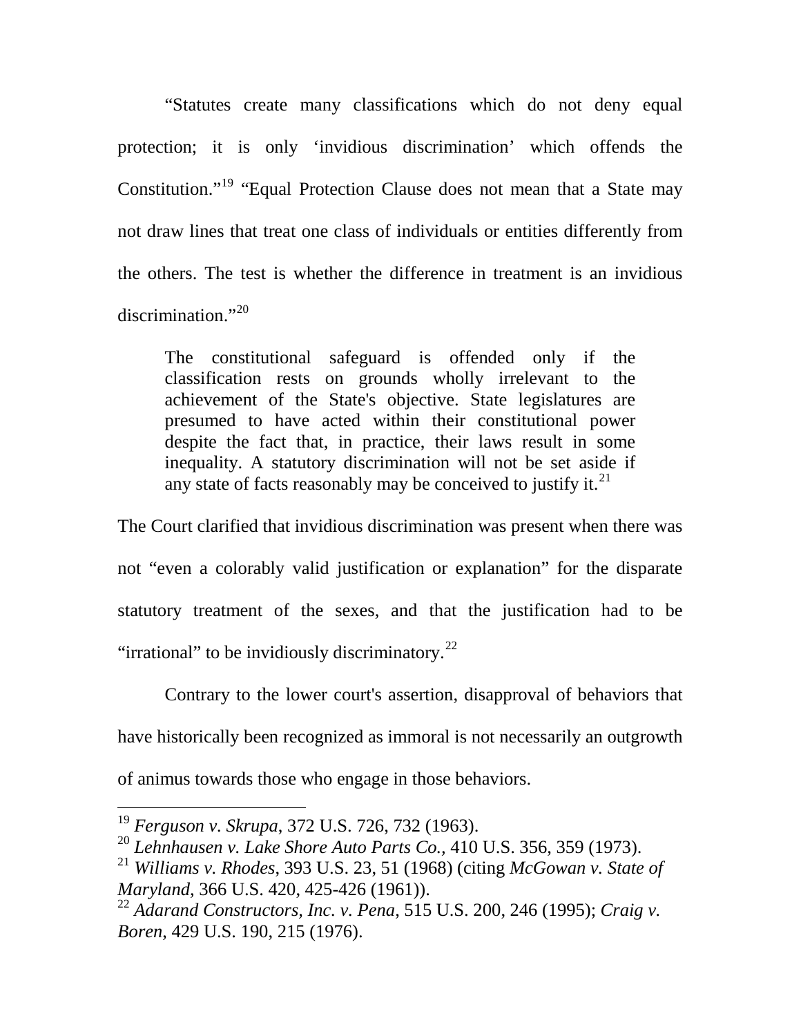"Statutes create many classifications which do not deny equal protection; it is only 'invidious discrimination' which offends the Constitution."[19] "Equal Protection Clause does not mean that a State may not draw lines that treat one class of individuals or entities differently from the others. The test is whether the difference in treatment is an invidious discrimination."[20]

> The constitutional safeguard is offended only if the classification rests on grounds wholly irrelevant to the achievement of the State's objective. State legislatures are presumed to have acted within their constitutional power despite the fact that, in practice, their laws result in some inequality. A statutory discrimination will not be set aside if any state of facts reasonably may be conceived to justify it.[21]

The Court clarified that invidious discrimination was present when there was not "even a colorably valid justification or explanation" for the disparate statutory treatment of the sexes, and that the justification had to be "irrational" to be invidiously discriminatory.[22]

Contrary to the lower court's assertion, disapproval of behaviors that have historically been recognized as immoral is not necessarily an outgrowth of animus towards those who engage in those behaviors.

---

[19] *Ferguson v. Skrupa*, 372 U.S. 726, 732 (1963).

[20] *Lehnhausen v. Lake Shore Auto Parts Co.*, 410 U.S. 356, 359 (1973).

[21] *Williams v. Rhodes*, 393 U.S. 23, 51 (1968) (citing *McGowan v. State of Maryland*, 366 U.S. 420, 425-426 (1961)).

[22] *Adarand Constructors, Inc. v. Pena*, 515 U.S. 200, 246 (1995); *Craig v. Boren*, 429 U.S. 190, 215 (1976).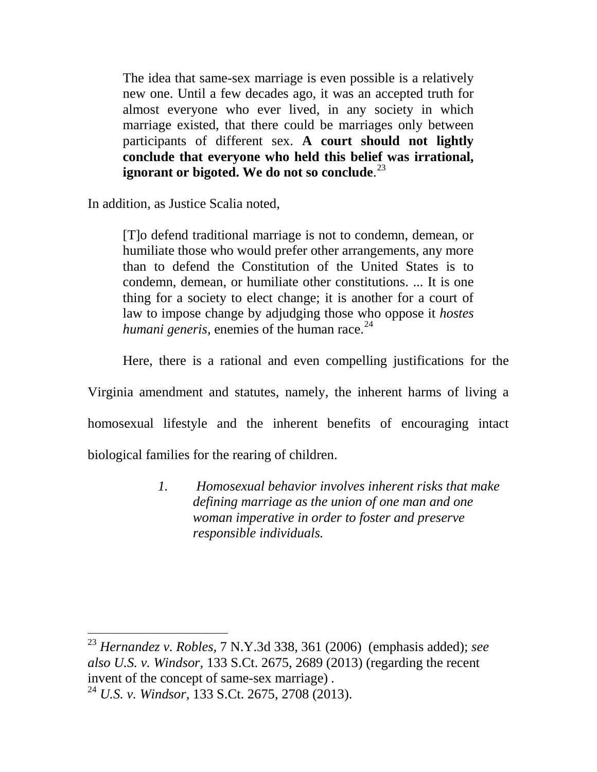> The idea that same-sex marriage is even possible is a relatively new one. Until a few decades ago, it was an accepted truth for almost everyone who ever lived, in any society in which marriage existed, that there could be marriages only between participants of different sex. **A court should not lightly conclude that everyone who held this belief was irrational, ignorant or bigoted. We do not so conclude**.[23]

In addition, as Justice Scalia noted,

> [T]o defend traditional marriage is not to condemn, demean, or humiliate those who would prefer other arrangements, any more than to defend the Constitution of the United States is to condemn, demean, or humiliate other constitutions. ... It is one thing for a society to elect change; it is another for a court of law to impose change by adjudging those who oppose it *hostes humani generis*, enemies of the human race.[24]

Here, there is a rational and even compelling justifications for the Virginia amendment and statutes, namely, the inherent harms of living a homosexual lifestyle and the inherent benefits of encouraging intact biological families for the rearing of children.

1. *Homosexual behavior involves inherent risks that make defining marriage as the union of one man and one woman imperative in order to foster and preserve responsible individuals.*

---

[23] *Hernandez v. Robles,* 7 N.Y.3d 338, 361 (2006) (emphasis added); *see also U.S. v. Windsor,* 133 S.Ct. 2675, 2689 (2013) (regarding the recent invent of the concept of same-sex marriage) .

[24] *U.S. v. Windsor*, 133 S.Ct. 2675, 2708 (2013).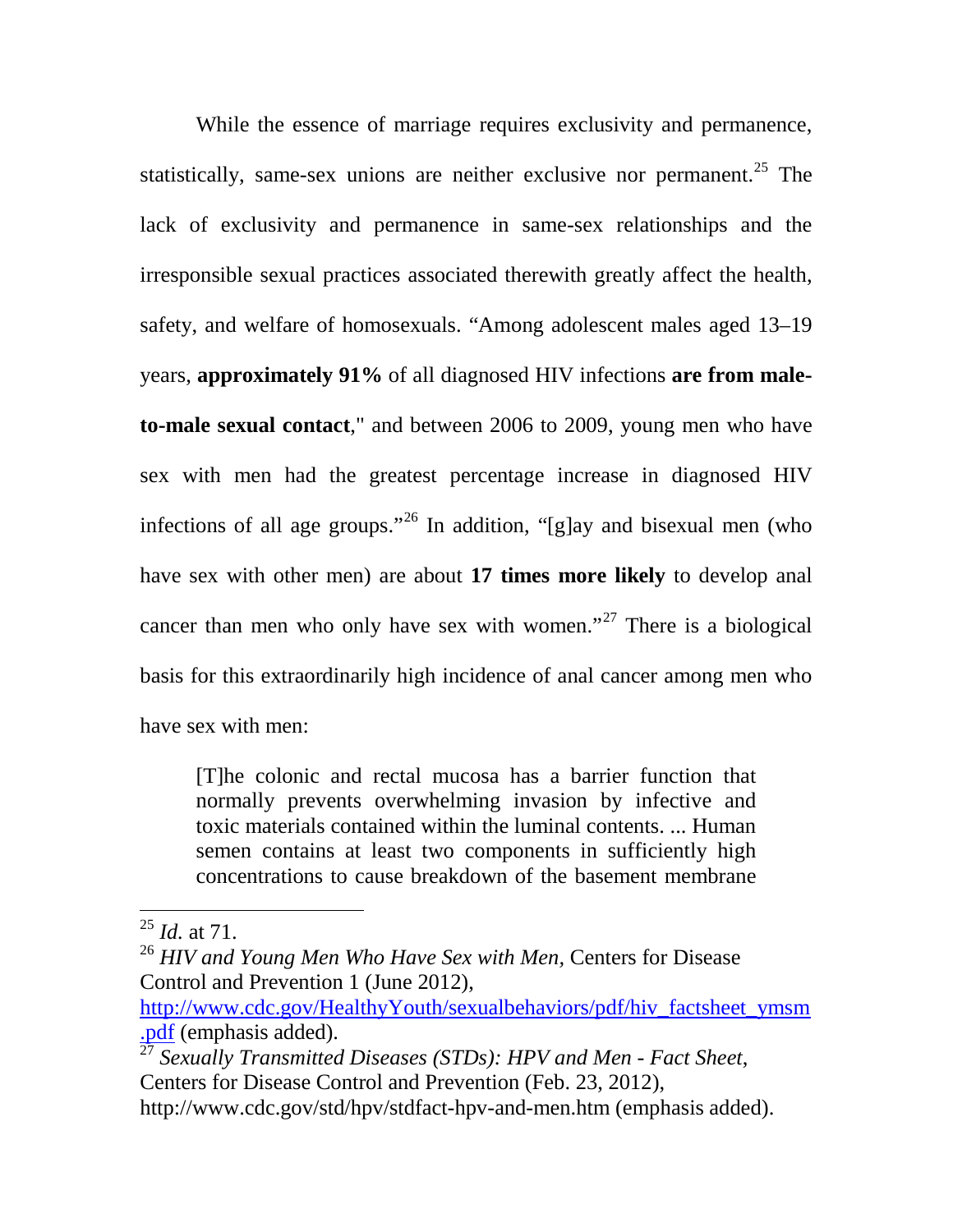While the essence of marriage requires exclusivity and permanence, statistically, same-sex unions are neither exclusive nor permanent.[25] The lack of exclusivity and permanence in same-sex relationships and the irresponsible sexual practices associated therewith greatly affect the health, safety, and welfare of homosexuals. "Among adolescent males aged 13–19 years, **approximately 91%** of all diagnosed HIV infections **are from male-to-male sexual contact**," and between 2006 to 2009, young men who have sex with men had the greatest percentage increase in diagnosed HIV infections of all age groups."[26] In addition, "[g]ay and bisexual men (who have sex with other men) are about **17 times more likely** to develop anal cancer than men who only have sex with women."[27] There is a biological basis for this extraordinarily high incidence of anal cancer among men who have sex with men:

> [T]he colonic and rectal mucosa has a barrier function that normally prevents overwhelming invasion by infective and toxic materials contained within the luminal contents. ... Human semen contains at least two components in sufficiently high concentrations to cause breakdown of the basement membrane

---

[25] *Id.* at 71.

[26] *HIV and Young Men Who Have Sex with Men*, Centers for Disease Control and Prevention 1 (June 2012), http://www.cdc.gov/HealthyYouth/sexualbehaviors/pdf/hiv_factsheet_ymsm.pdf (emphasis added).

[27] *Sexually Transmitted Diseases (STDs): HPV and Men - Fact Sheet*, Centers for Disease Control and Prevention (Feb. 23, 2012), http://www.cdc.gov/std/hpv/stdfact-hpv-and-men.htm (emphasis added).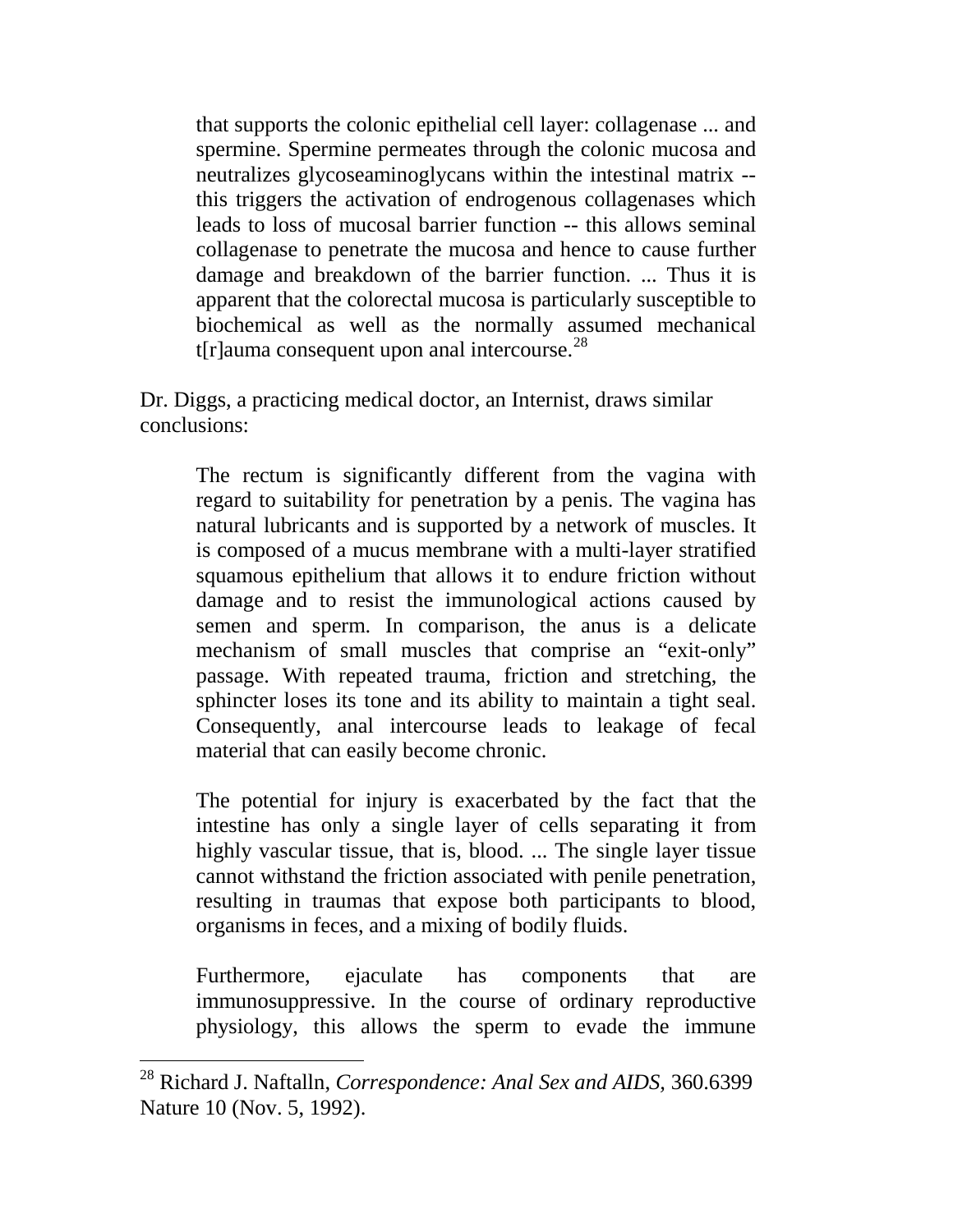> that supports the colonic epithelial cell layer: collagenase ... and spermine. Spermine permeates through the colonic mucosa and neutralizes glycoseaminoglycans within the intestinal matrix -- this triggers the activation of endrogenous collagenases which leads to loss of mucosal barrier function -- this allows seminal collagenase to penetrate the mucosa and hence to cause further damage and breakdown of the barrier function. ... Thus it is apparent that the colorectal mucosa is particularly susceptible to biochemical as well as the normally assumed mechanical t[r]auma consequent upon anal intercourse.[28]

Dr. Diggs, a practicing medical doctor, an Internist, draws similar conclusions:

> The rectum is significantly different from the vagina with regard to suitability for penetration by a penis. The vagina has natural lubricants and is supported by a network of muscles. It is composed of a mucus membrane with a multi-layer stratified squamous epithelium that allows it to endure friction without damage and to resist the immunological actions caused by semen and sperm. In comparison, the anus is a delicate mechanism of small muscles that comprise an "exit-only" passage. With repeated trauma, friction and stretching, the sphincter loses its tone and its ability to maintain a tight seal. Consequently, anal intercourse leads to leakage of fecal material that can easily become chronic.
>
> The potential for injury is exacerbated by the fact that the intestine has only a single layer of cells separating it from highly vascular tissue, that is, blood. ... The single layer tissue cannot withstand the friction associated with penile penetration, resulting in traumas that expose both participants to blood, organisms in feces, and a mixing of bodily fluids.
>
> Furthermore, ejaculate has components that are immunosuppressive. In the course of ordinary reproductive physiology, this allows the sperm to evade the immune

[28] Richard J. Naftalln, *Correspondence: Anal Sex and AIDS,* 360.6399 Nature 10 (Nov. 5, 1992).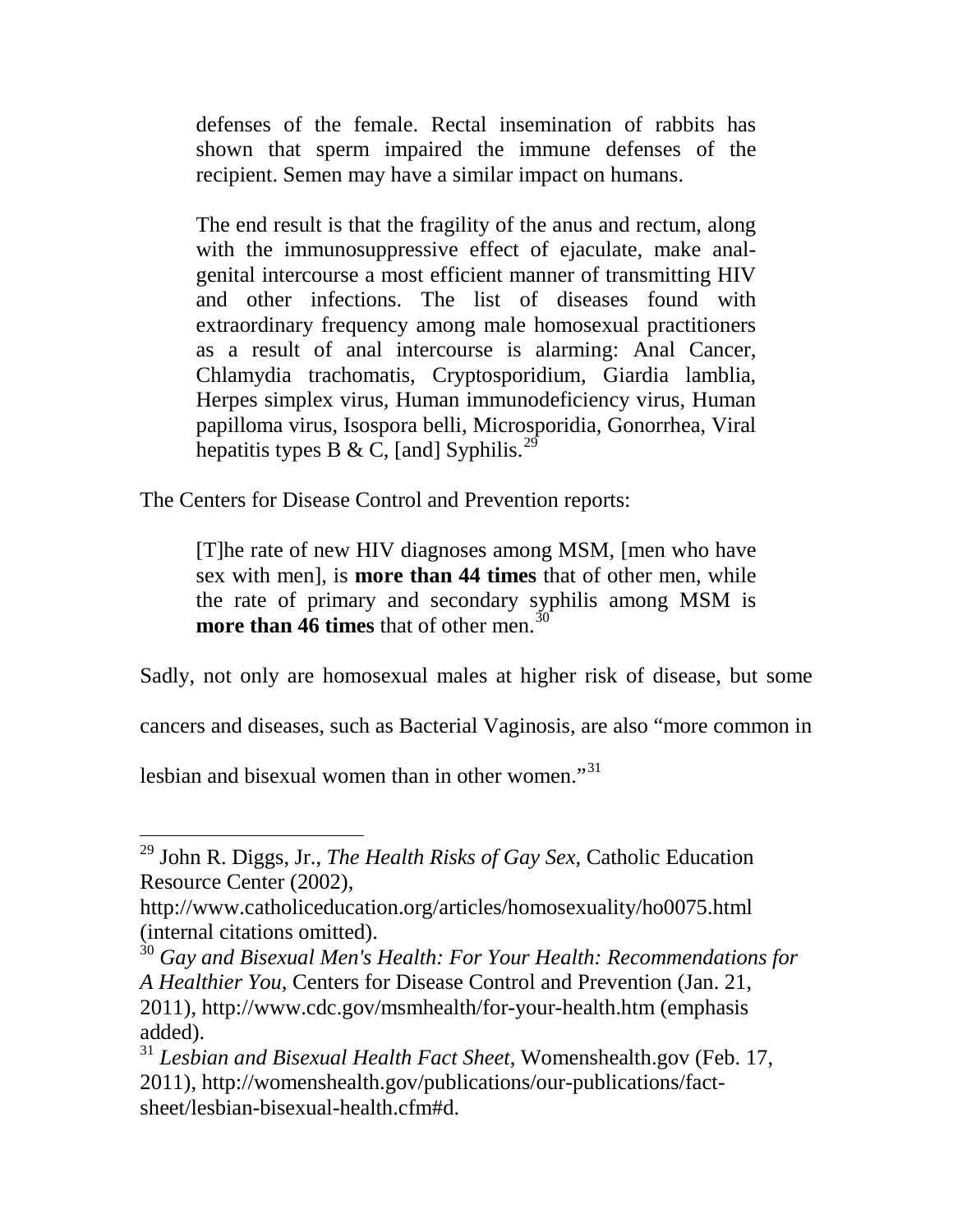> defenses of the female. Rectal insemination of rabbits has shown that sperm impaired the immune defenses of the recipient. Semen may have a similar impact on humans.
>
> The end result is that the fragility of the anus and rectum, along with the immunosuppressive effect of ejaculate, make anal-genital intercourse a most efficient manner of transmitting HIV and other infections. The list of diseases found with extraordinary frequency among male homosexual practitioners as a result of anal intercourse is alarming: Anal Cancer, Chlamydia trachomatis, Cryptosporidium, Giardia lamblia, Herpes simplex virus, Human immunodeficiency virus, Human papilloma virus, Isospora belli, Microsporidia, Gonorrhea, Viral hepatitis types B & C, [and] Syphilis.[29]

The Centers for Disease Control and Prevention reports:

> [T]he rate of new HIV diagnoses among MSM, [men who have sex with men], is **more than 44 times** that of other men, while the rate of primary and secondary syphilis among MSM is **more than 46 times** that of other men.[30]

Sadly, not only are homosexual males at higher risk of disease, but some cancers and diseases, such as Bacterial Vaginosis, are also "more common in lesbian and bisexual women than in other women."[31]

---

[29] John R. Diggs, Jr., *The Health Risks of Gay Sex,* Catholic Education Resource Center (2002), http://www.catholiceducation.org/articles/homosexuality/ho0075.html (internal citations omitted).

[30] *Gay and Bisexual Men's Health: For Your Health: Recommendations for A Healthier You,* Centers for Disease Control and Prevention (Jan. 21, 2011), http://www.cdc.gov/msmhealth/for-your-health.htm (emphasis added).

[31] *Lesbian and Bisexual Health Fact Sheet*, Womenshealth.gov (Feb. 17, 2011), http://womenshealth.gov/publications/our-publications/fact-sheet/lesbian-bisexual-health.cfm#d.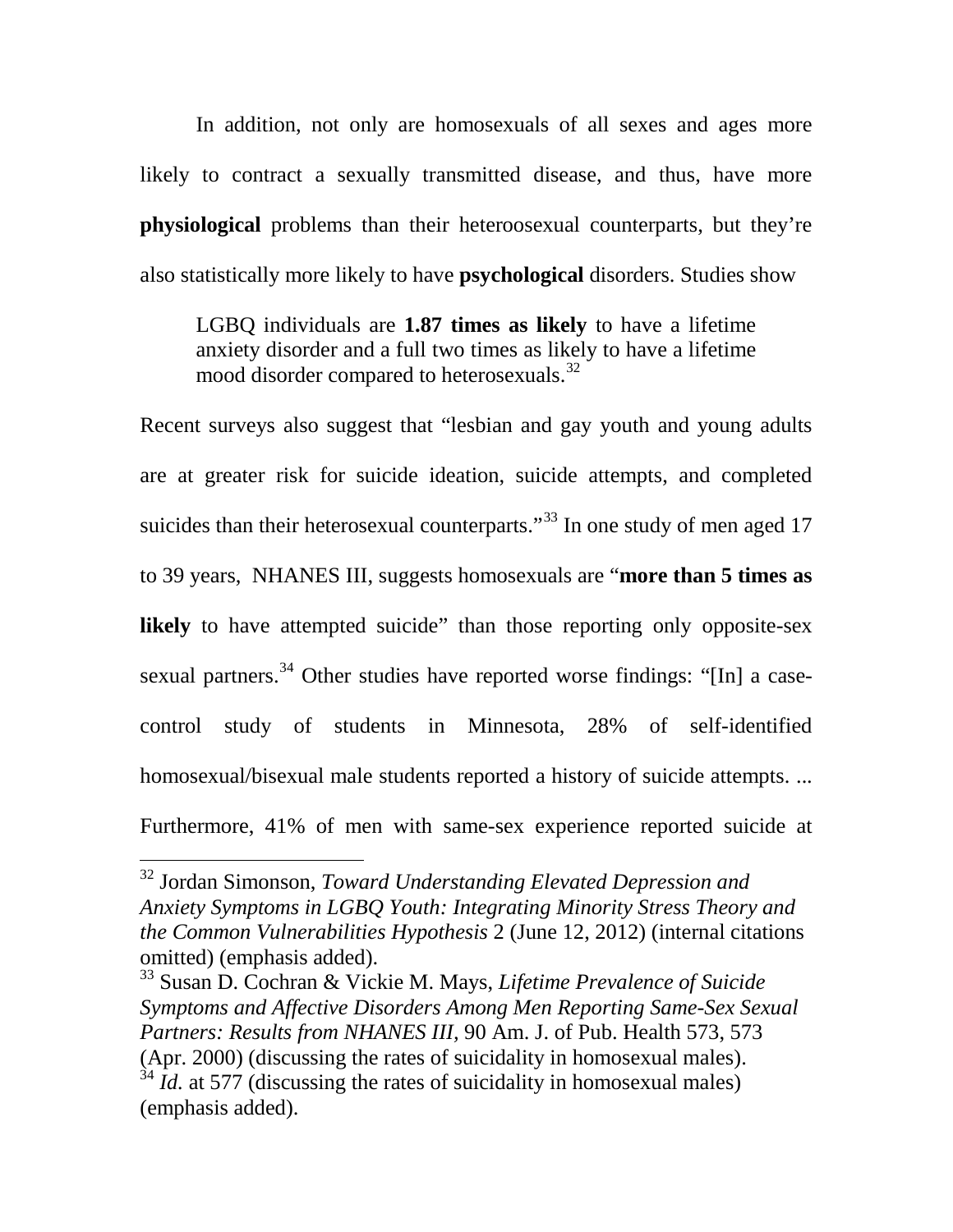In addition, not only are homosexuals of all sexes and ages more likely to contract a sexually transmitted disease, and thus, have more **physiological** problems than their heteroosexual counterparts, but they're also statistically more likely to have **psychological** disorders. Studies show

> LGBQ individuals are **1.87 times as likely** to have a lifetime anxiety disorder and a full two times as likely to have a lifetime mood disorder compared to heterosexuals.[32]

Recent surveys also suggest that "lesbian and gay youth and young adults are at greater risk for suicide ideation, suicide attempts, and completed suicides than their heterosexual counterparts."[33] In one study of men aged 17 to 39 years, NHANES III, suggests homosexuals are "**more than 5 times as likely** to have attempted suicide" than those reporting only opposite-sex sexual partners.[34] Other studies have reported worse findings: "[In] a case-control study of students in Minnesota, 28% of self-identified homosexual/bisexual male students reported a history of suicide attempts. ... Furthermore, 41% of men with same-sex experience reported suicide at

---

[32] Jordan Simonson, *Toward Understanding Elevated Depression and Anxiety Symptoms in LGBQ Youth: Integrating Minority Stress Theory and the Common Vulnerabilities Hypothesis* 2 (June 12, 2012) (internal citations omitted) (emphasis added).

[33] Susan D. Cochran & Vickie M. Mays, *Lifetime Prevalence of Suicide Symptoms and Affective Disorders Among Men Reporting Same-Sex Sexual Partners: Results from NHANES III,* 90 Am. J. of Pub. Health 573, 573 (Apr. 2000) (discussing the rates of suicidality in homosexual males).

[34] *Id.* at 577 (discussing the rates of suicidality in homosexual males) (emphasis added).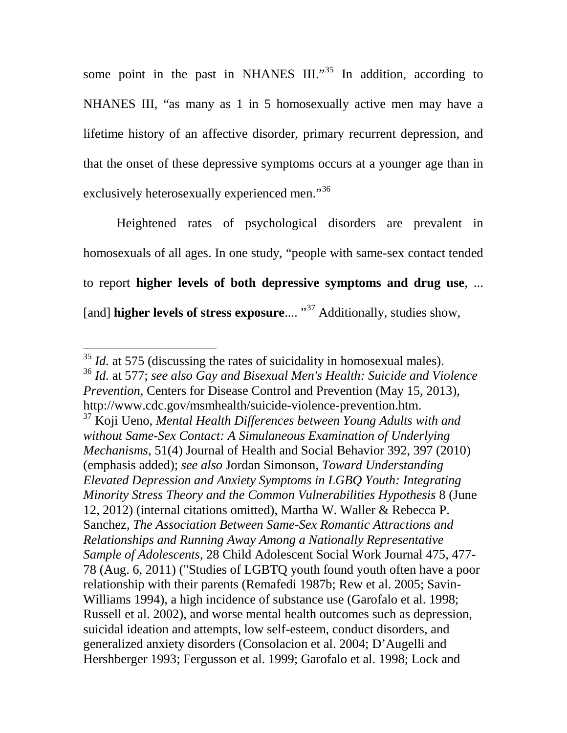some point in the past in NHANES III."[35] In addition, according to NHANES III, "as many as 1 in 5 homosexually active men may have a lifetime history of an affective disorder, primary recurrent depression, and that the onset of these depressive symptoms occurs at a younger age than in exclusively heterosexually experienced men."[36]

Heightened rates of psychological disorders are prevalent in homosexuals of all ages. In one study, "people with same-sex contact tended to report **higher levels of both depressive symptoms and drug use**, ... [and] **higher levels of stress exposure**.... "[37] Additionally, studies show,

---

[35] *Id.* at 575 (discussing the rates of suicidality in homosexual males).

[36] *Id.* at 577; *see also Gay and Bisexual Men's Health: Suicide and Violence Prevention*, Centers for Disease Control and Prevention (May 15, 2013), http://www.cdc.gov/msmhealth/suicide-violence-prevention.htm.

[37] Koji Ueno, *Mental Health Differences between Young Adults with and without Same-Sex Contact: A Simulaneous Examination of Underlying Mechanisms*, 51(4) Journal of Health and Social Behavior 392, 397 (2010) (emphasis added); *see also* Jordan Simonson, *Toward Understanding Elevated Depression and Anxiety Symptoms in LGBQ Youth: Integrating Minority Stress Theory and the Common Vulnerabilities Hypothesis* 8 (June 12, 2012) (internal citations omitted), Martha W. Waller & Rebecca P. Sanchez, *The Association Between Same-Sex Romantic Attractions and Relationships and Running Away Among a Nationally Representative Sample of Adolescents*, 28 Child Adolescent Social Work Journal 475, 477-78 (Aug. 6, 2011) ("Studies of LGBTQ youth found youth often have a poor relationship with their parents (Remafedi 1987b; Rew et al. 2005; Savin-Williams 1994), a high incidence of substance use (Garofalo et al. 1998; Russell et al. 2002), and worse mental health outcomes such as depression, suicidal ideation and attempts, low self-esteem, conduct disorders, and generalized anxiety disorders (Consolacion et al. 2004; D'Augelli and Hershberger 1993; Fergusson et al. 1999; Garofalo et al. 1998; Lock and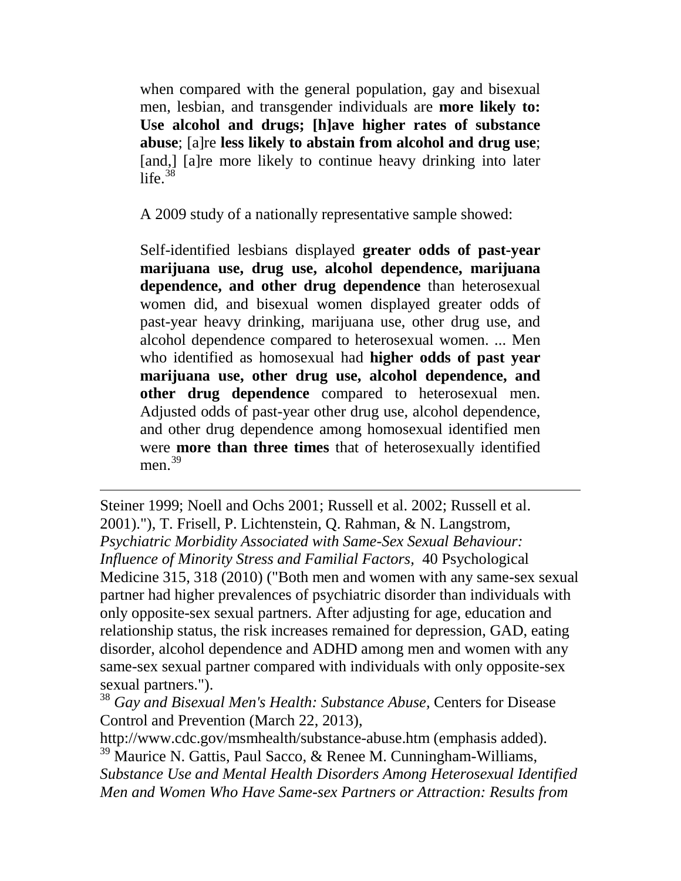> when compared with the general population, gay and bisexual men, lesbian, and transgender individuals are **more likely to: Use alcohol and drugs; [h]ave higher rates of substance abuse**; [a]re **less likely to abstain from alcohol and drug use**; [and,] [a]re more likely to continue heavy drinking into later life.[38]

A 2009 study of a nationally representative sample showed:

> Self-identified lesbians displayed **greater odds of past-year marijuana use, drug use, alcohol dependence, marijuana dependence, and other drug dependence** than heterosexual women did, and bisexual women displayed greater odds of past-year heavy drinking, marijuana use, other drug use, and alcohol dependence compared to heterosexual women. ... Men who identified as homosexual had **higher odds of past year marijuana use, other drug use, alcohol dependence, and other drug dependence** compared to heterosexual men. Adjusted odds of past-year other drug use, alcohol dependence, and other drug dependence among homosexual identified men were **more than three times** that of heterosexually identified men.[39]

---

Steiner 1999; Noell and Ochs 2001; Russell et al. 2002; Russell et al. 2001)."), T. Frisell, P. Lichtenstein, Q. Rahman, & N. Langstrom, *Psychiatric Morbidity Associated with Same-Sex Sexual Behaviour: Influence of Minority Stress and Familial Factors,* 40 Psychological Medicine 315, 318 (2010) ("Both men and women with any same-sex sexual partner had higher prevalences of psychiatric disorder than individuals with only opposite-sex sexual partners. After adjusting for age, education and relationship status, the risk increases remained for depression, GAD, eating disorder, alcohol dependence and ADHD among men and women with any same-sex sexual partner compared with individuals with only opposite-sex sexual partners.").

[38] *Gay and Bisexual Men's Health: Substance Abuse*, Centers for Disease Control and Prevention (March 22, 2013), http://www.cdc.gov/msmhealth/substance-abuse.htm (emphasis added).

[39] Maurice N. Gattis, Paul Sacco, & Renee M. Cunningham-Williams, *Substance Use and Mental Health Disorders Among Heterosexual Identified Men and Women Who Have Same-sex Partners or Attraction: Results from*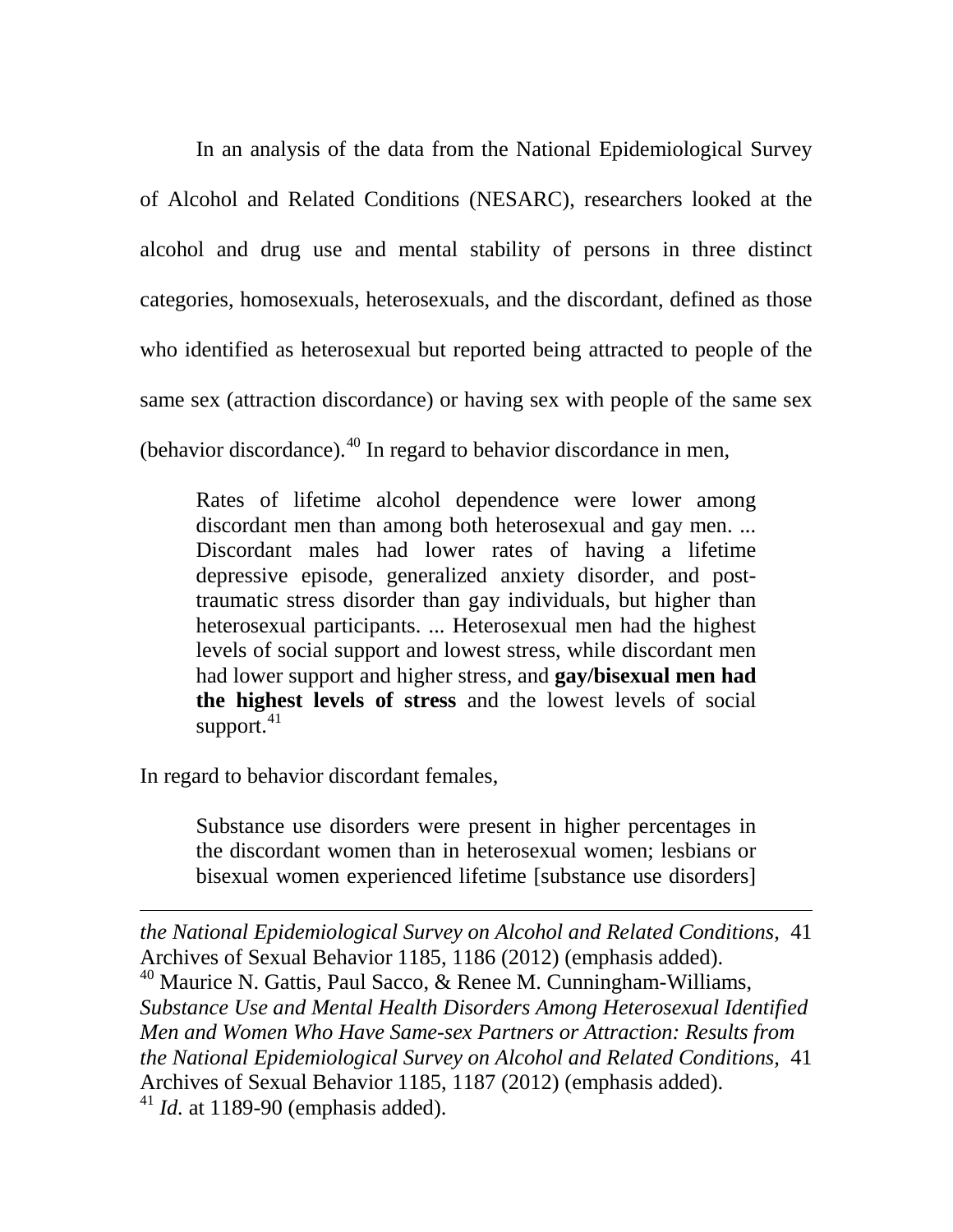In an analysis of the data from the National Epidemiological Survey of Alcohol and Related Conditions (NESARC), researchers looked at the alcohol and drug use and mental stability of persons in three distinct categories, homosexuals, heterosexuals, and the discordant, defined as those who identified as heterosexual but reported being attracted to people of the same sex (attraction discordance) or having sex with people of the same sex (behavior discordance).[40] In regard to behavior discordance in men,

> Rates of lifetime alcohol dependence were lower among discordant men than among both heterosexual and gay men. ... Discordant males had lower rates of having a lifetime depressive episode, generalized anxiety disorder, and post-traumatic stress disorder than gay individuals, but higher than heterosexual participants. ... Heterosexual men had the highest levels of social support and lowest stress, while discordant men had lower support and higher stress, and **gay/bisexual men had the highest levels of stress** and the lowest levels of social support.[41]

In regard to behavior discordant females,

> Substance use disorders were present in higher percentages in the discordant women than in heterosexual women; lesbians or bisexual women experienced lifetime [substance use disorders]

---

*the National Epidemiological Survey on Alcohol and Related Conditions,* 41 Archives of Sexual Behavior 1185, 1186 (2012) (emphasis added).

[40] Maurice N. Gattis, Paul Sacco, & Renee M. Cunningham-Williams, *Substance Use and Mental Health Disorders Among Heterosexual Identified Men and Women Who Have Same-sex Partners or Attraction: Results from the National Epidemiological Survey on Alcohol and Related Conditions,* 41 Archives of Sexual Behavior 1185, 1187 (2012) (emphasis added).

[41] *Id.* at 1189-90 (emphasis added).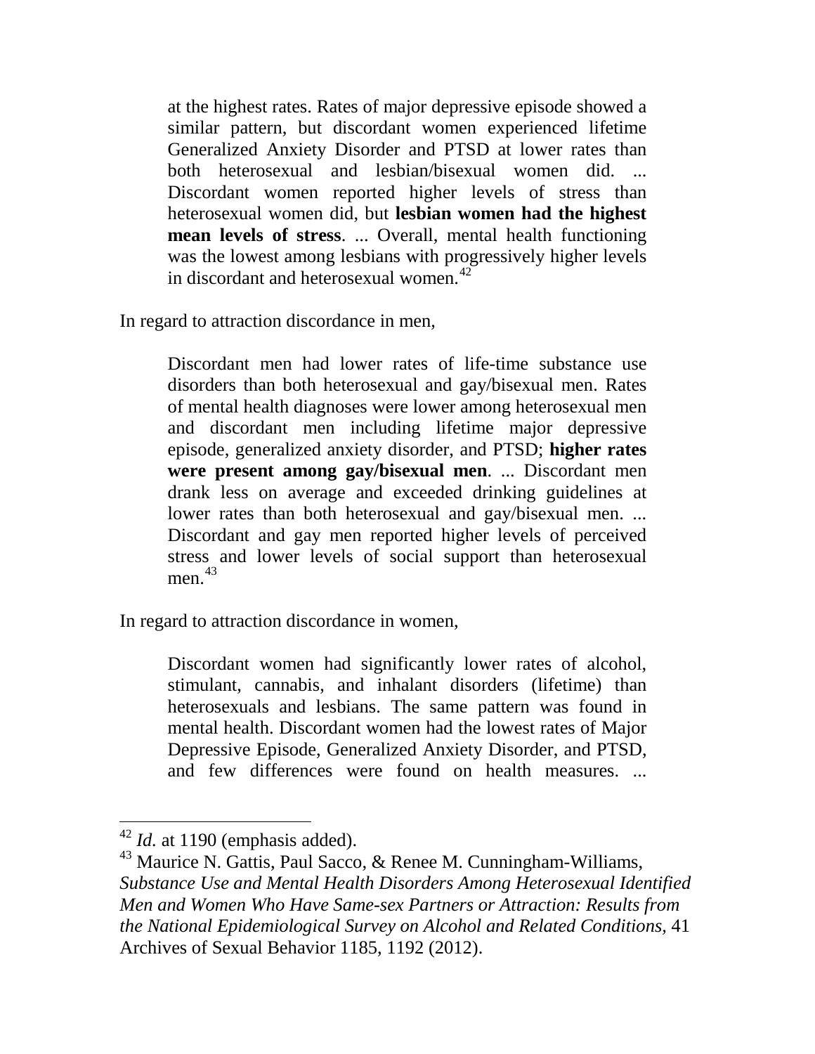> at the highest rates. Rates of major depressive episode showed a similar pattern, but discordant women experienced lifetime Generalized Anxiety Disorder and PTSD at lower rates than both heterosexual and lesbian/bisexual women did. ... Discordant women reported higher levels of stress than heterosexual women did, but **lesbian women had the highest mean levels of stress**. ... Overall, mental health functioning was the lowest among lesbians with progressively higher levels in discordant and heterosexual women.[42]

In regard to attraction discordance in men,

> Discordant men had lower rates of life-time substance use disorders than both heterosexual and gay/bisexual men. Rates of mental health diagnoses were lower among heterosexual men and discordant men including lifetime major depressive episode, generalized anxiety disorder, and PTSD; **higher rates were present among gay/bisexual men**. ... Discordant men drank less on average and exceeded drinking guidelines at lower rates than both heterosexual and gay/bisexual men. ... Discordant and gay men reported higher levels of perceived stress and lower levels of social support than heterosexual men.[43]

In regard to attraction discordance in women,

> Discordant women had significantly lower rates of alcohol, stimulant, cannabis, and inhalant disorders (lifetime) than heterosexuals and lesbians. The same pattern was found in mental health. Discordant women had the lowest rates of Major Depressive Episode, Generalized Anxiety Disorder, and PTSD, and few differences were found on health measures. ...

---

[42] *Id.* at 1190 (emphasis added).

[43] Maurice N. Gattis, Paul Sacco, & Renee M. Cunningham-Williams, *Substance Use and Mental Health Disorders Among Heterosexual Identified Men and Women Who Have Same-sex Partners or Attraction: Results from the National Epidemiological Survey on Alcohol and Related Conditions,* 41 Archives of Sexual Behavior 1185, 1192 (2012).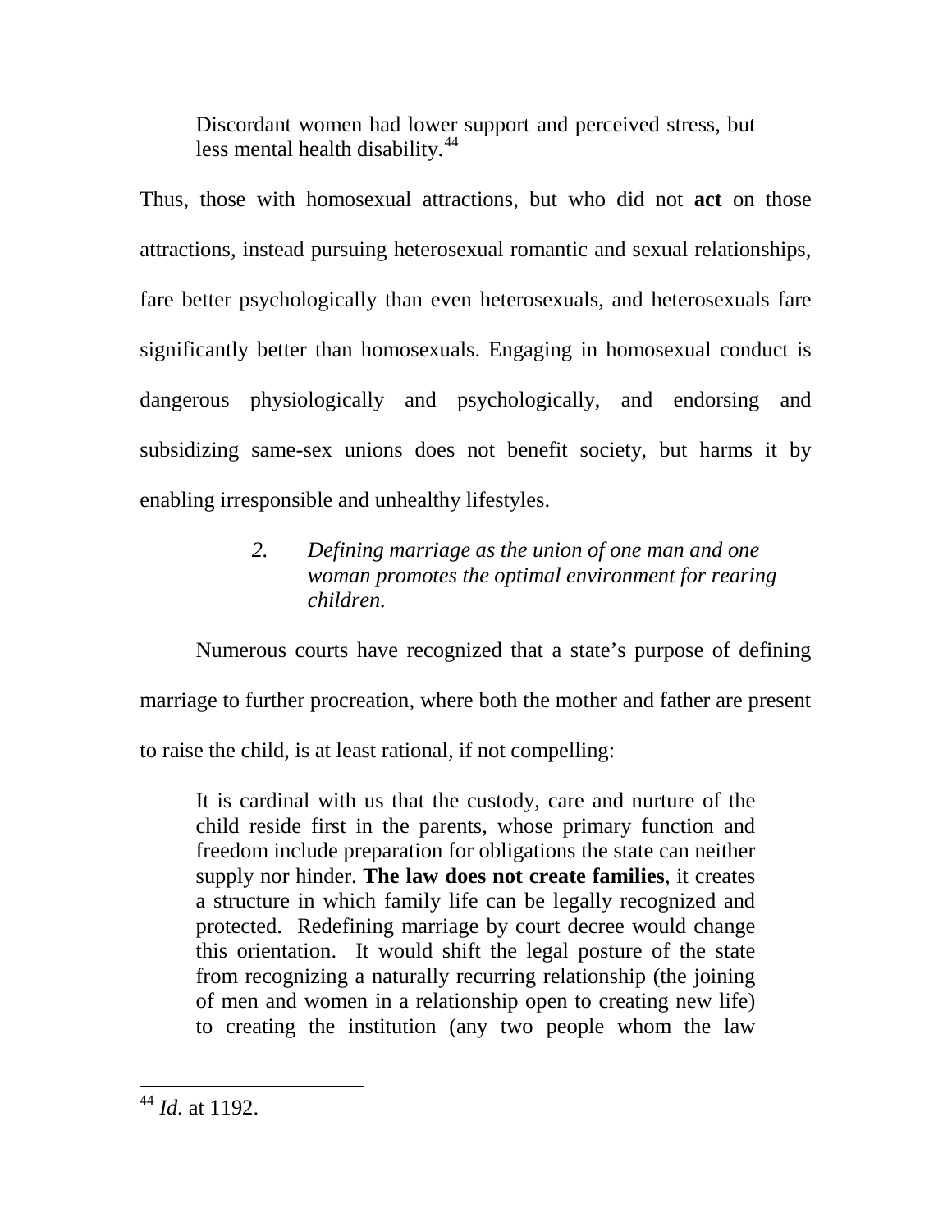> Discordant women had lower support and perceived stress, but less mental health disability.[44]

Thus, those with homosexual attractions, but who did not **act** on those attractions, instead pursuing heterosexual romantic and sexual relationships, fare better psychologically than even heterosexuals, and heterosexuals fare significantly better than homosexuals. Engaging in homosexual conduct is dangerous physiologically and psychologically, and endorsing and subsidizing same-sex unions does not benefit society, but harms it by enabling irresponsible and unhealthy lifestyles.

*2. Defining marriage as the union of one man and one woman promotes the optimal environment for rearing children.*

Numerous courts have recognized that a state's purpose of defining marriage to further procreation, where both the mother and father are present to raise the child, is at least rational, if not compelling:

> It is cardinal with us that the custody, care and nurture of the child reside first in the parents, whose primary function and freedom include preparation for obligations the state can neither supply nor hinder. **The law does not create families**, it creates a structure in which family life can be legally recognized and protected. Redefining marriage by court decree would change this orientation. It would shift the legal posture of the state from recognizing a naturally recurring relationship (the joining of men and women in a relationship open to creating new life) to creating the institution (any two people whom the law

[44] *Id.* at 1192.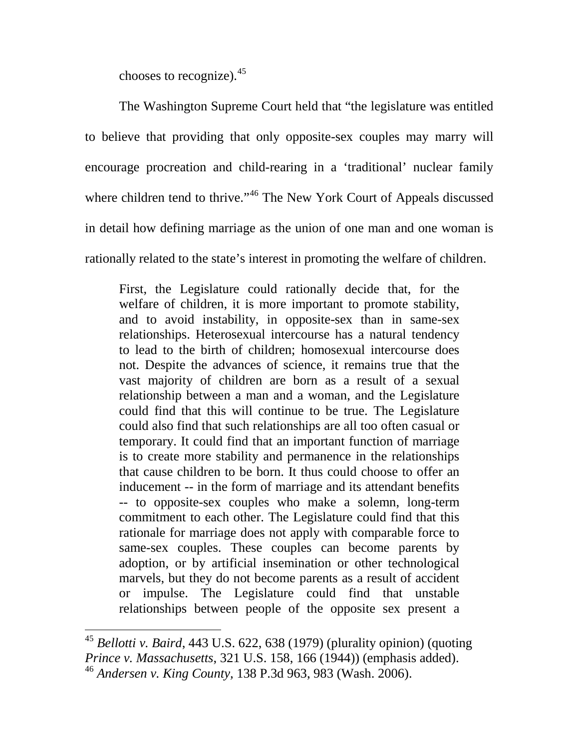chooses to recognize).[45]

The Washington Supreme Court held that "the legislature was entitled to believe that providing that only opposite-sex couples may marry will encourage procreation and child-rearing in a 'traditional' nuclear family where children tend to thrive."[46] The New York Court of Appeals discussed in detail how defining marriage as the union of one man and one woman is rationally related to the state's interest in promoting the welfare of children.

> First, the Legislature could rationally decide that, for the welfare of children, it is more important to promote stability, and to avoid instability, in opposite-sex than in same-sex relationships. Heterosexual intercourse has a natural tendency to lead to the birth of children; homosexual intercourse does not. Despite the advances of science, it remains true that the vast majority of children are born as a result of a sexual relationship between a man and a woman, and the Legislature could find that this will continue to be true. The Legislature could also find that such relationships are all too often casual or temporary. It could find that an important function of marriage is to create more stability and permanence in the relationships that cause children to be born. It thus could choose to offer an inducement -- in the form of marriage and its attendant benefits -- to opposite-sex couples who make a solemn, long-term commitment to each other. The Legislature could find that this rationale for marriage does not apply with comparable force to same-sex couples. These couples can become parents by adoption, or by artificial insemination or other technological marvels, but they do not become parents as a result of accident or impulse. The Legislature could find that unstable relationships between people of the opposite sex present a

---

[45] *Bellotti v. Baird*, 443 U.S. 622, 638 (1979) (plurality opinion) (quoting *Prince v. Massachusetts*, 321 U.S. 158, 166 (1944)) (emphasis added).

[46] *Andersen v. King County*, 138 P.3d 963, 983 (Wash. 2006).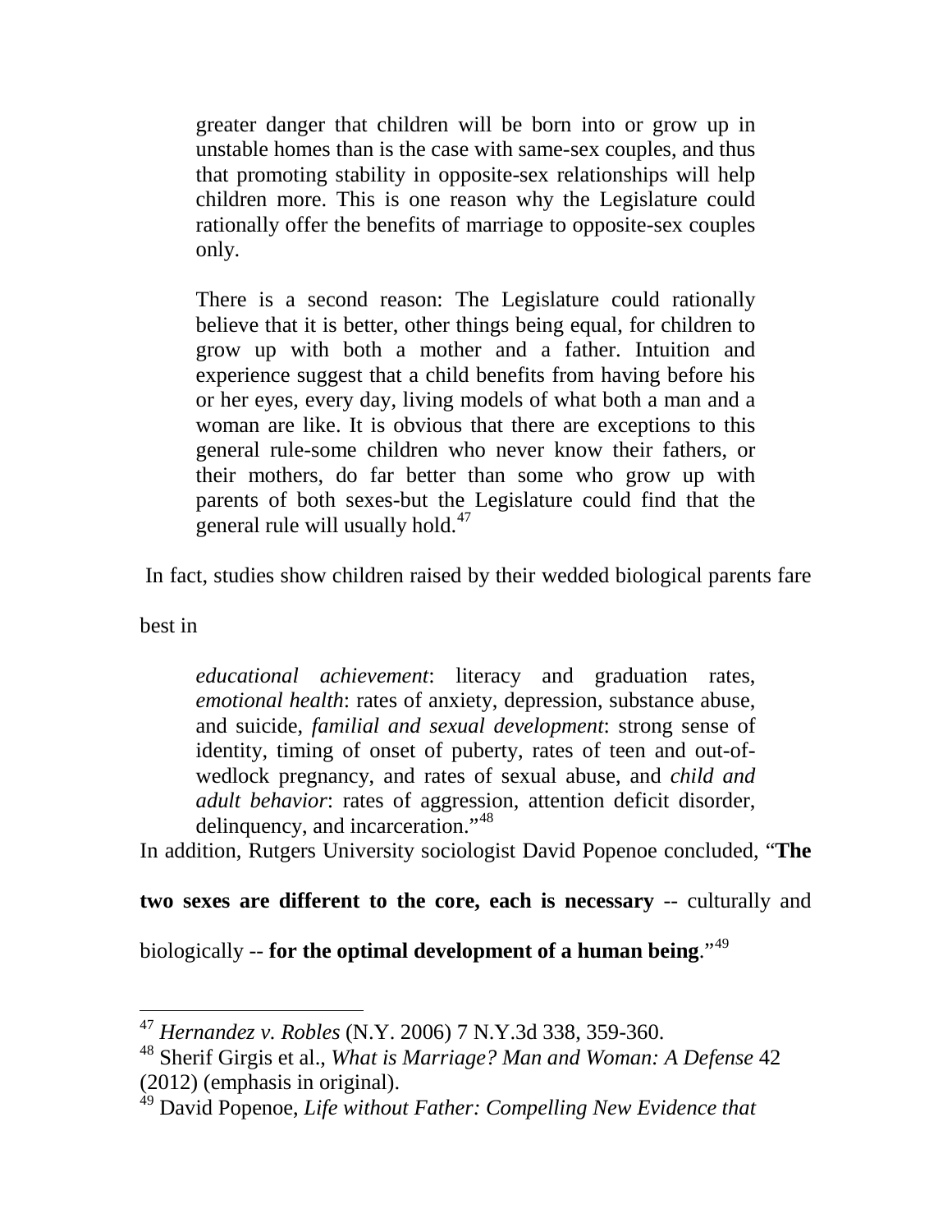> greater danger that children will be born into or grow up in unstable homes than is the case with same-sex couples, and thus that promoting stability in opposite-sex relationships will help children more. This is one reason why the Legislature could rationally offer the benefits of marriage to opposite-sex couples only.
>
> There is a second reason: The Legislature could rationally believe that it is better, other things being equal, for children to grow up with both a mother and a father. Intuition and experience suggest that a child benefits from having before his or her eyes, every day, living models of what both a man and a woman are like. It is obvious that there are exceptions to this general rule-some children who never know their fathers, or their mothers, do far better than some who grow up with parents of both sexes-but the Legislature could find that the general rule will usually hold.[47]

In fact, studies show children raised by their wedded biological parents fare best in

> *educational achievement*: literacy and graduation rates, *emotional health*: rates of anxiety, depression, substance abuse, and suicide, *familial and sexual development*: strong sense of identity, timing of onset of puberty, rates of teen and out-of-wedlock pregnancy, and rates of sexual abuse, and *child and adult behavior*: rates of aggression, attention deficit disorder, delinquency, and incarceration."[48]

In addition, Rutgers University sociologist David Popenoe concluded, "**The two sexes are different to the core, each is necessary** -- culturally and biologically -- **for the optimal development of a human being**."[49]

---

[47] *Hernandez v. Robles* (N.Y. 2006) 7 N.Y.3d 338, 359-360.

[48] Sherif Girgis et al., *What is Marriage? Man and Woman: A Defense* 42 (2012) (emphasis in original).

[49] David Popenoe, *Life without Father: Compelling New Evidence that*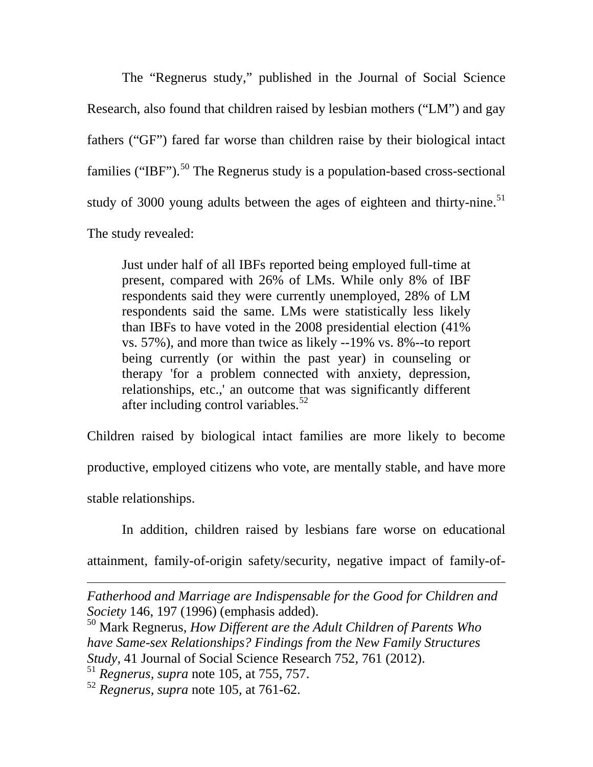The "Regnerus study," published in the Journal of Social Science Research, also found that children raised by lesbian mothers ("LM") and gay fathers ("GF") fared far worse than children raise by their biological intact families ("IBF").[50] The Regnerus study is a population-based cross-sectional study of 3000 young adults between the ages of eighteen and thirty-nine.[51] The study revealed:

> Just under half of all IBFs reported being employed full-time at present, compared with 26% of LMs. While only 8% of IBF respondents said they were currently unemployed, 28% of LM respondents said the same. LMs were statistically less likely than IBFs to have voted in the 2008 presidential election (41% vs. 57%), and more than twice as likely --19% vs. 8%--to report being currently (or within the past year) in counseling or therapy 'for a problem connected with anxiety, depression, relationships, etc.,' an outcome that was significantly different after including control variables.[52]

Children raised by biological intact families are more likely to become productive, employed citizens who vote, are mentally stable, and have more stable relationships.

In addition, children raised by lesbians fare worse on educational attainment, family-of-origin safety/security, negative impact of family-of-

---

*Fatherhood and Marriage are Indispensable for the Good for Children and Society* 146, 197 (1996) (emphasis added).

[50] Mark Regnerus, *How Different are the Adult Children of Parents Who have Same-sex Relationships? Findings from the New Family Structures Study*, 41 Journal of Social Science Research 752, 761 (2012).

[51] *Regnerus*, *supra* note 105, at 755, 757.

[52] *Regnerus*, *supra* note 105, at 761-62.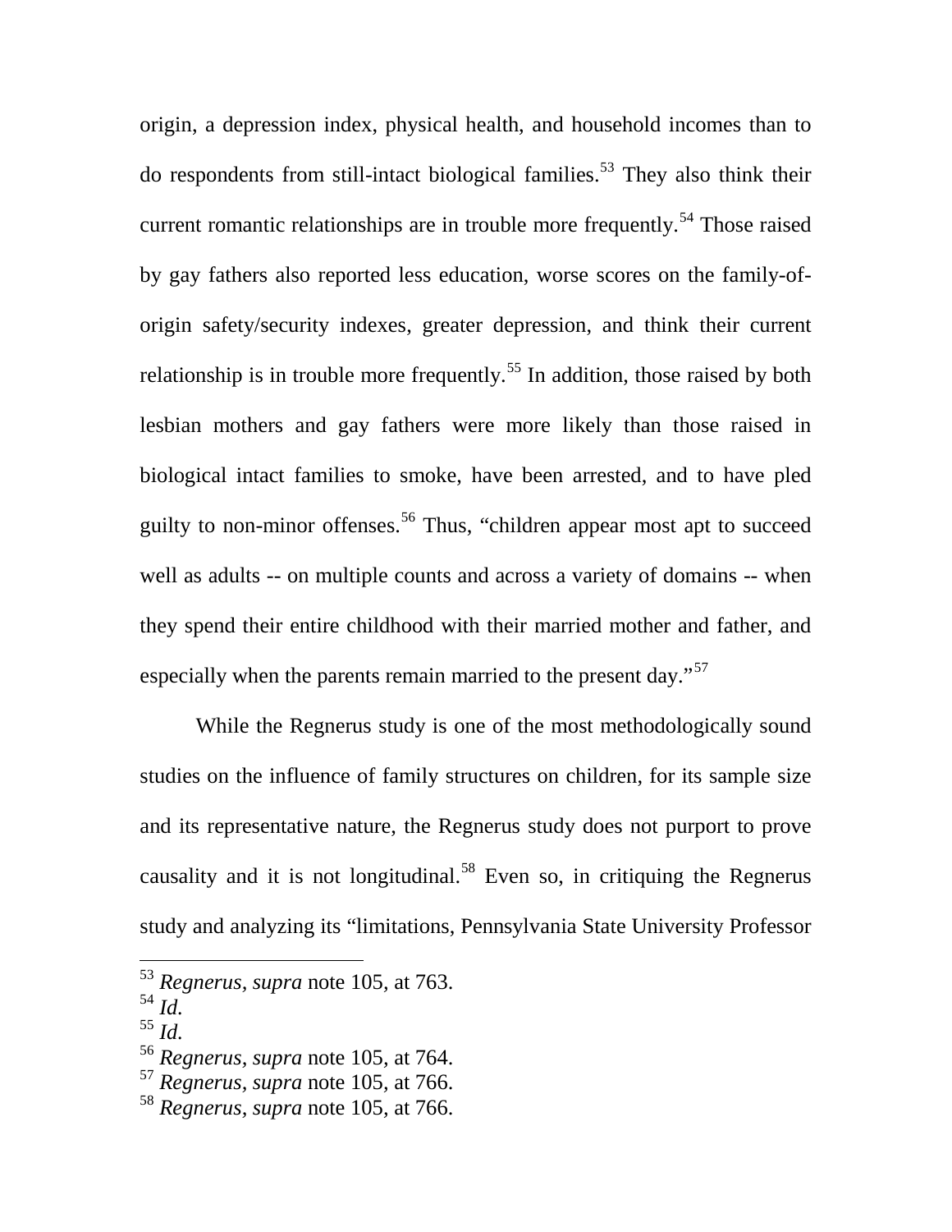origin, a depression index, physical health, and household incomes than to do respondents from still-intact biological families.[53] They also think their current romantic relationships are in trouble more frequently.[54] Those raised by gay fathers also reported less education, worse scores on the family-of-origin safety/security indexes, greater depression, and think their current relationship is in trouble more frequently.[55] In addition, those raised by both lesbian mothers and gay fathers were more likely than those raised in biological intact families to smoke, have been arrested, and to have pled guilty to non-minor offenses.[56] Thus, "children appear most apt to succeed well as adults -- on multiple counts and across a variety of domains -- when they spend their entire childhood with their married mother and father, and especially when the parents remain married to the present day."[57]

While the Regnerus study is one of the most methodologically sound studies on the influence of family structures on children, for its sample size and its representative nature, the Regnerus study does not purport to prove causality and it is not longitudinal.[58] Even so, in critiquing the Regnerus study and analyzing its "limitations, Pennsylvania State University Professor

---

[53] *Regnerus*, *supra* note 105, at 763.
[54] *Id.*
[55] *Id.*
[56] *Regnerus*, *supra* note 105, at 764.
[57] *Regnerus*, *supra* note 105, at 766.
[58] *Regnerus*, *supra* note 105, at 766.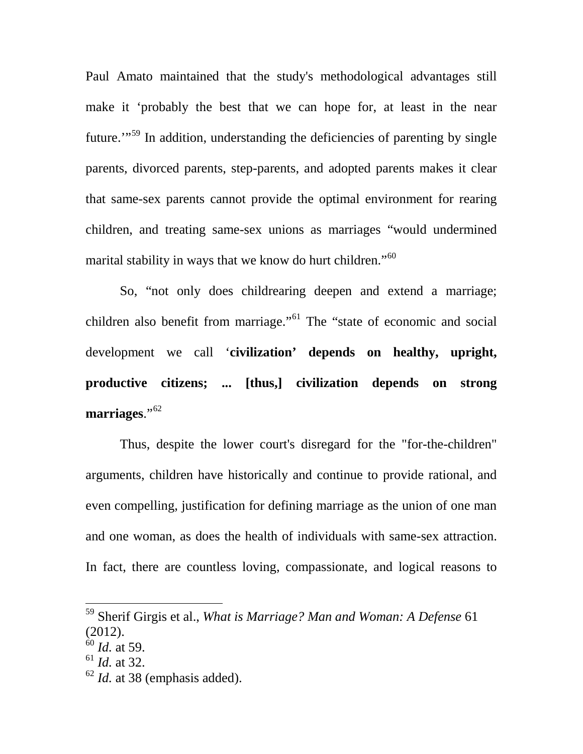Paul Amato maintained that the study's methodological advantages still make it 'probably the best that we can hope for, at least in the near future.'"[59] In addition, understanding the deficiencies of parenting by single parents, divorced parents, step-parents, and adopted parents makes it clear that same-sex parents cannot provide the optimal environment for rearing children, and treating same-sex unions as marriages "would undermined marital stability in ways that we know do hurt children."[60]

So, "not only does childrearing deepen and extend a marriage; children also benefit from marriage."[61] The "state of economic and social development we call '**civilization' depends on healthy, upright, productive citizens; ... [thus,] civilization depends on strong marriages**."[62]

Thus, despite the lower court's disregard for the "for-the-children" arguments, children have historically and continue to provide rational, and even compelling, justification for defining marriage as the union of one man and one woman, as does the health of individuals with same-sex attraction. In fact, there are countless loving, compassionate, and logical reasons to

---

[59] Sherif Girgis et al., *What is Marriage? Man and Woman: A Defense* 61 (2012).

[60] *Id.* at 59.

[61] *Id.* at 32.

[62] *Id.* at 38 (emphasis added).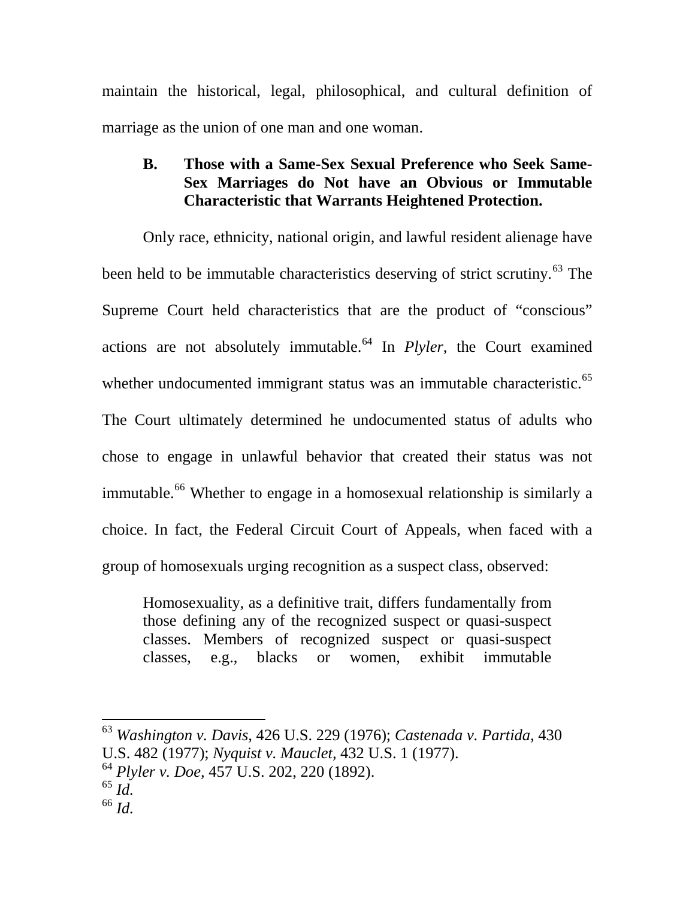maintain the historical, legal, philosophical, and cultural definition of marriage as the union of one man and one woman.

### B. Those with a Same-Sex Sexual Preference who Seek Same-Sex Marriages do Not have an Obvious or Immutable Characteristic that Warrants Heightened Protection.

Only race, ethnicity, national origin, and lawful resident alienage have been held to be immutable characteristics deserving of strict scrutiny.[63] The Supreme Court held characteristics that are the product of "conscious" actions are not absolutely immutable.[64] In *Plyler*, the Court examined whether undocumented immigrant status was an immutable characteristic.[65] The Court ultimately determined he undocumented status of adults who chose to engage in unlawful behavior that created their status was not immutable.[66] Whether to engage in a homosexual relationship is similarly a choice. In fact, the Federal Circuit Court of Appeals, when faced with a group of homosexuals urging recognition as a suspect class, observed:

> Homosexuality, as a definitive trait, differs fundamentally from those defining any of the recognized suspect or quasi-suspect classes. Members of recognized suspect or quasi-suspect classes, e.g., blacks or women, exhibit immutable

---

[63] *Washington v. Davis*, 426 U.S. 229 (1976); *Castenada v. Partida*, 430 U.S. 482 (1977); *Nyquist v. Mauclet*, 432 U.S. 1 (1977).

[64] *Plyler v. Doe*, 457 U.S. 202, 220 (1892).

[65] *Id.*

[66] *Id.*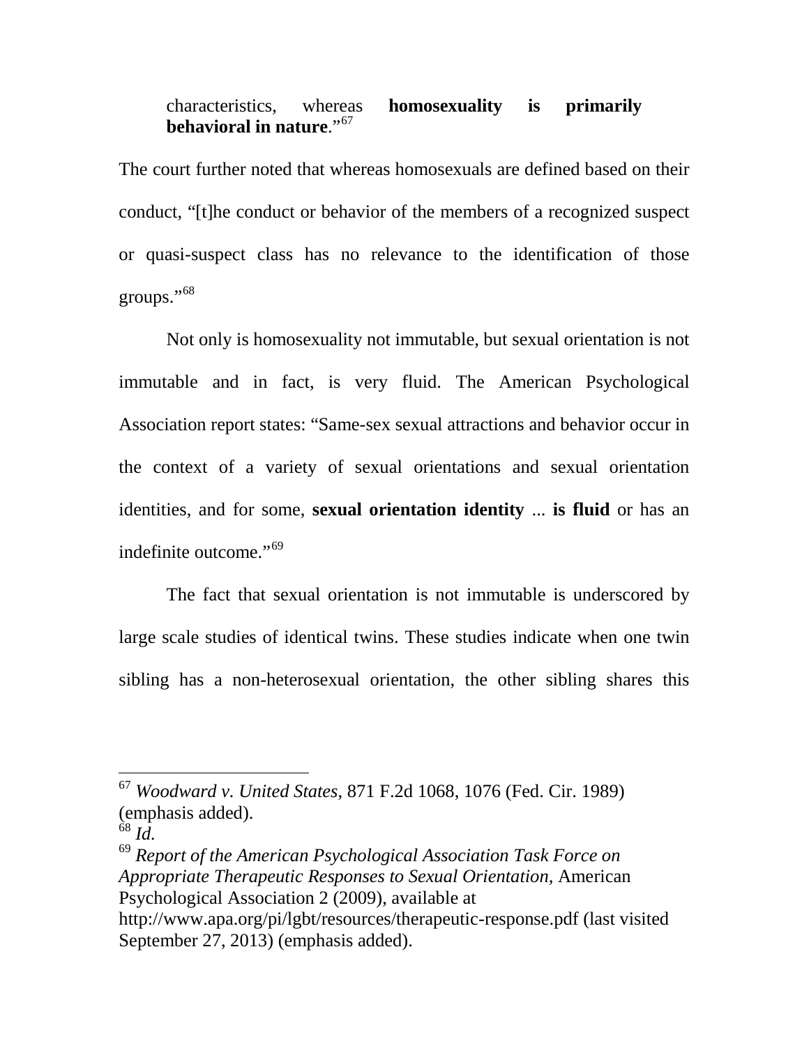> characteristics, whereas **homosexuality is primarily behavioral in nature**."[67]

The court further noted that whereas homosexuals are defined based on their conduct, "[t]he conduct or behavior of the members of a recognized suspect or quasi-suspect class has no relevance to the identification of those groups."[68]

Not only is homosexuality not immutable, but sexual orientation is not immutable and in fact, is very fluid. The American Psychological Association report states: "Same-sex sexual attractions and behavior occur in the context of a variety of sexual orientations and sexual orientation identities, and for some, **sexual orientation identity** ... **is fluid** or has an indefinite outcome."[69]

The fact that sexual orientation is not immutable is underscored by large scale studies of identical twins. These studies indicate when one twin sibling has a non-heterosexual orientation, the other sibling shares this

---

[67] *Woodward v. United States*, 871 F.2d 1068, 1076 (Fed. Cir. 1989) (emphasis added).

[68] *Id.*

[69] *Report of the American Psychological Association Task Force on Appropriate Therapeutic Responses to Sexual Orientation*, American Psychological Association 2 (2009), available at http://www.apa.org/pi/lgbt/resources/therapeutic-response.pdf (last visited September 27, 2013) (emphasis added).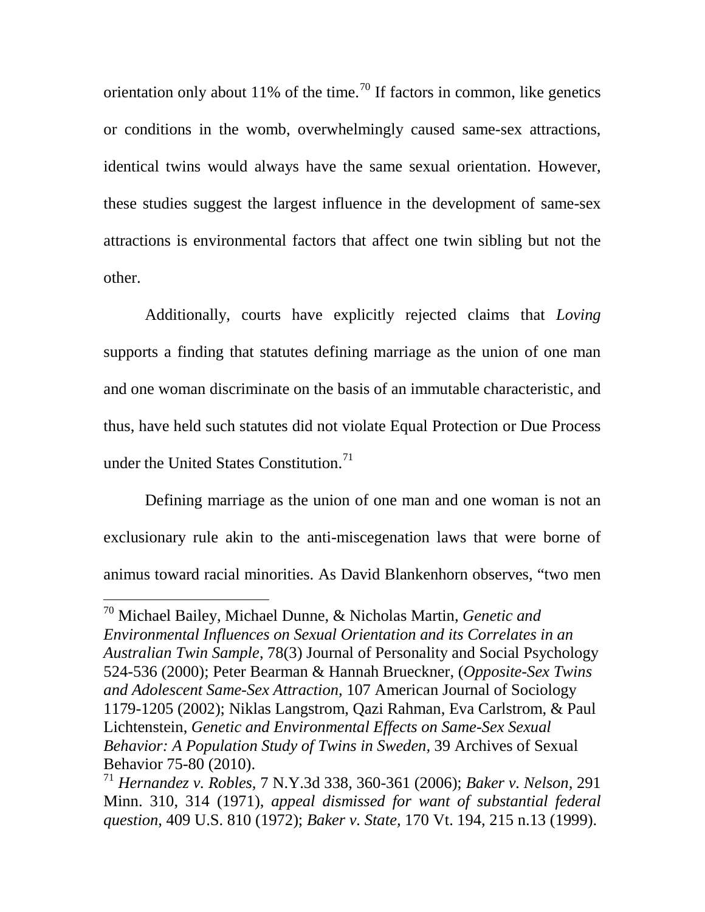orientation only about 11% of the time.[70] If factors in common, like genetics or conditions in the womb, overwhelmingly caused same-sex attractions, identical twins would always have the same sexual orientation. However, these studies suggest the largest influence in the development of same-sex attractions is environmental factors that affect one twin sibling but not the other.

Additionally, courts have explicitly rejected claims that *Loving* supports a finding that statutes defining marriage as the union of one man and one woman discriminate on the basis of an immutable characteristic, and thus, have held such statutes did not violate Equal Protection or Due Process under the United States Constitution.[71]

Defining marriage as the union of one man and one woman is not an exclusionary rule akin to the anti-miscegenation laws that were borne of animus toward racial minorities. As David Blankenhorn observes, "two men

---

[70] Michael Bailey, Michael Dunne, & Nicholas Martin, *Genetic and Environmental Influences on Sexual Orientation and its Correlates in an Australian Twin Sample*, 78(3) Journal of Personality and Social Psychology 524-536 (2000); Peter Bearman & Hannah Brueckner, (*Opposite-Sex Twins and Adolescent Same-Sex Attraction,* 107 American Journal of Sociology 1179-1205 (2002); Niklas Langstrom, Qazi Rahman, Eva Carlstrom, & Paul Lichtenstein, *Genetic and Environmental Effects on Same-Sex Sexual Behavior: A Population Study of Twins in Sweden,* 39 Archives of Sexual Behavior 75-80 (2010).

[71] *Hernandez v. Robles*, 7 N.Y.3d 338, 360-361 (2006); *Baker v. Nelson*, 291 Minn. 310, 314 (1971), *appeal dismissed for want of substantial federal question*, 409 U.S. 810 (1972); *Baker v. State,* 170 Vt. 194, 215 n.13 (1999).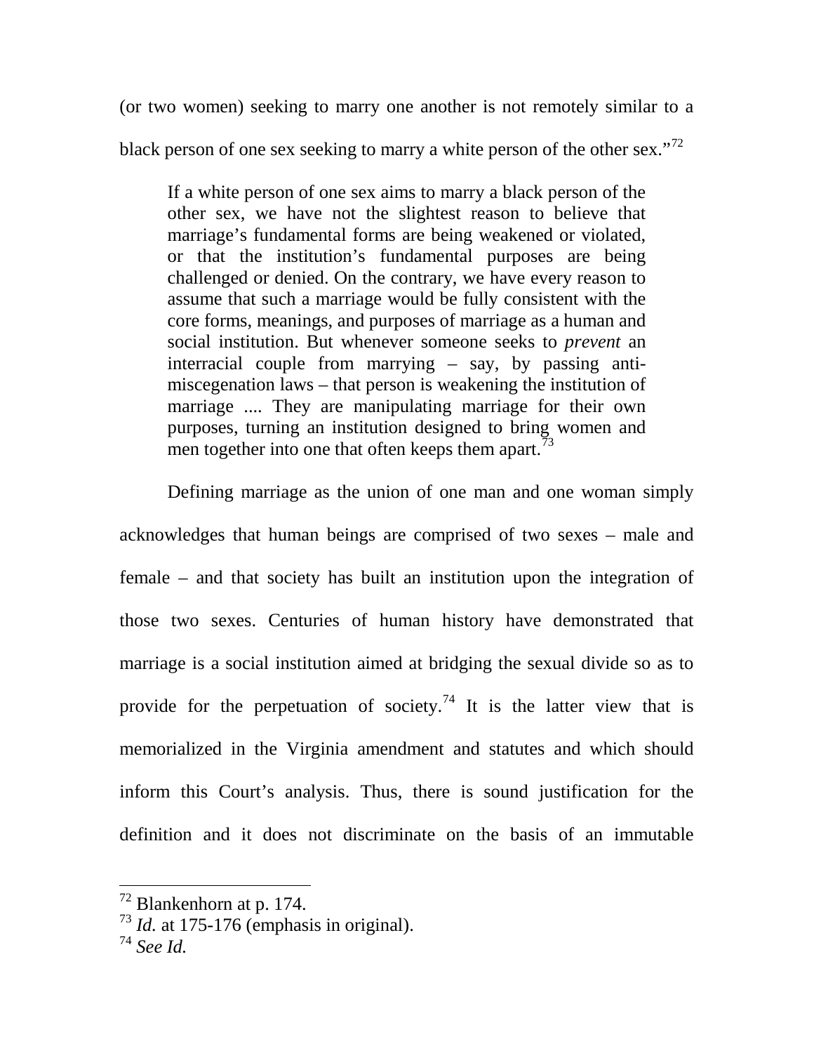(or two women) seeking to marry one another is not remotely similar to a black person of one sex seeking to marry a white person of the other sex."[72]

> If a white person of one sex aims to marry a black person of the other sex, we have not the slightest reason to believe that marriage's fundamental forms are being weakened or violated, or that the institution's fundamental purposes are being challenged or denied. On the contrary, we have every reason to assume that such a marriage would be fully consistent with the core forms, meanings, and purposes of marriage as a human and social institution. But whenever someone seeks to *prevent* an interracial couple from marrying – say, by passing anti-miscegenation laws – that person is weakening the institution of marriage .... They are manipulating marriage for their own purposes, turning an institution designed to bring women and men together into one that often keeps them apart.[73]

Defining marriage as the union of one man and one woman simply acknowledges that human beings are comprised of two sexes – male and female – and that society has built an institution upon the integration of those two sexes. Centuries of human history have demonstrated that marriage is a social institution aimed at bridging the sexual divide so as to provide for the perpetuation of society.[74] It is the latter view that is memorialized in the Virginia amendment and statutes and which should inform this Court's analysis. Thus, there is sound justification for the definition and it does not discriminate on the basis of an immutable

---

[72] Blankenhorn at p. 174.

[73] *Id.* at 175-176 (emphasis in original).

[74] *See Id.*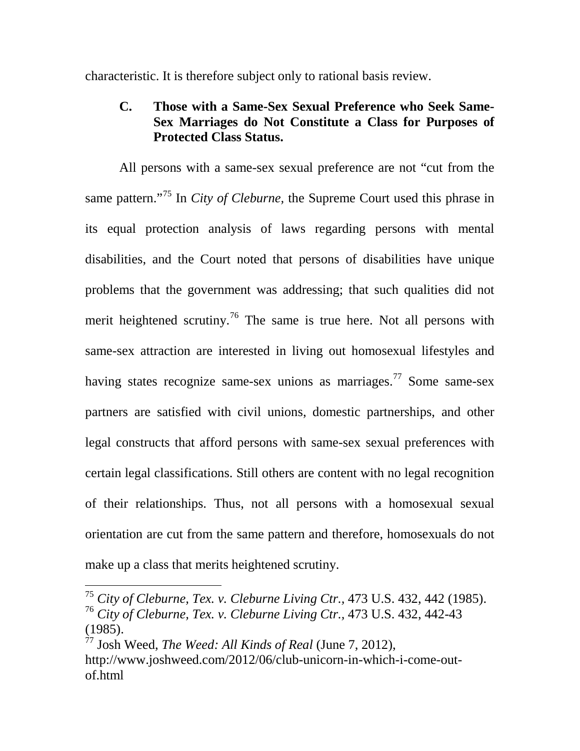characteristic. It is therefore subject only to rational basis review.

### C. Those with a Same-Sex Sexual Preference who Seek Same-Sex Marriages do Not Constitute a Class for Purposes of Protected Class Status.

All persons with a same-sex sexual preference are not "cut from the same pattern."[75] In *City of Cleburne,* the Supreme Court used this phrase in its equal protection analysis of laws regarding persons with mental disabilities, and the Court noted that persons of disabilities have unique problems that the government was addressing; that such qualities did not merit heightened scrutiny.[76] The same is true here. Not all persons with same-sex attraction are interested in living out homosexual lifestyles and having states recognize same-sex unions as marriages.[77] Some same-sex partners are satisfied with civil unions, domestic partnerships, and other legal constructs that afford persons with same-sex sexual preferences with certain legal classifications. Still others are content with no legal recognition of their relationships. Thus, not all persons with a homosexual sexual orientation are cut from the same pattern and therefore, homosexuals do not make up a class that merits heightened scrutiny.

---

[75] *City of Cleburne, Tex. v. Cleburne Living Ctr.*, 473 U.S. 432, 442 (1985).

[76] *City of Cleburne, Tex. v. Cleburne Living Ctr.*, 473 U.S. 432, 442-43 (1985).

[77] Josh Weed, *The Weed: All Kinds of Real* (June 7, 2012), http://www.joshweed.com/2012/06/club-unicorn-in-which-i-come-out-of.html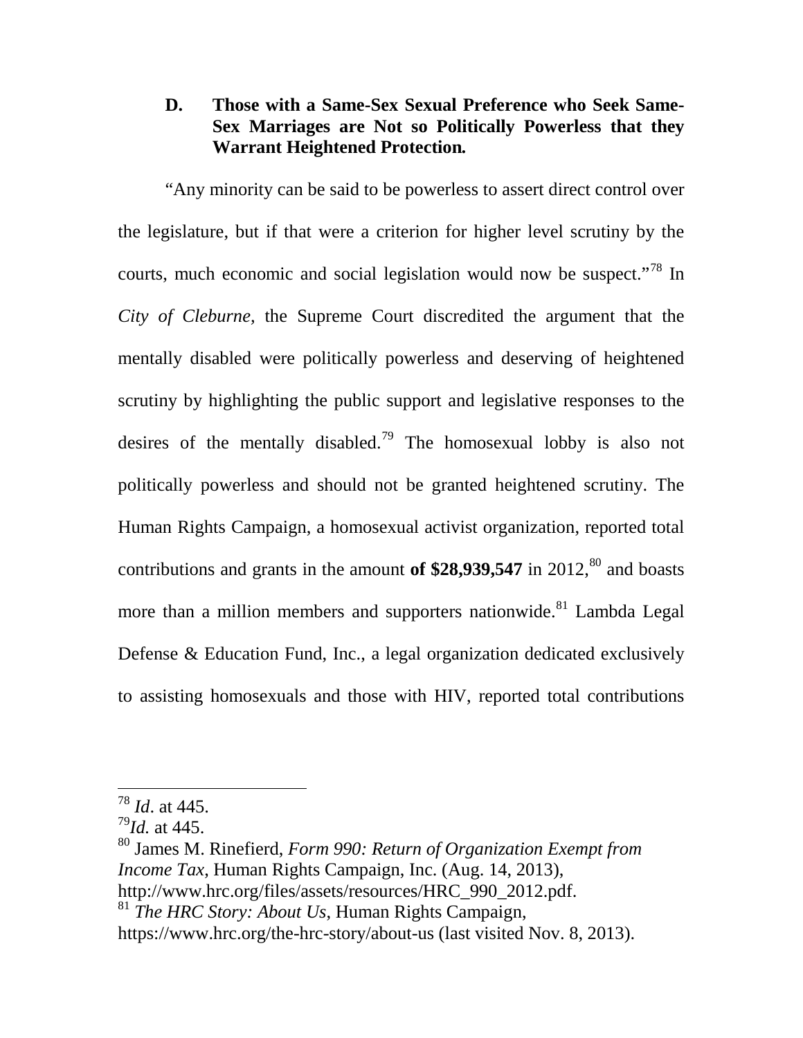### D. Those with a Same-Sex Sexual Preference who Seek Same-Sex Marriages are Not so Politically Powerless that they Warrant Heightened Protection.

"Any minority can be said to be powerless to assert direct control over the legislature, but if that were a criterion for higher level scrutiny by the courts, much economic and social legislation would now be suspect."[78] In *City of Cleburne*, the Supreme Court discredited the argument that the mentally disabled were politically powerless and deserving of heightened scrutiny by highlighting the public support and legislative responses to the desires of the mentally disabled.[79] The homosexual lobby is also not politically powerless and should not be granted heightened scrutiny. The Human Rights Campaign, a homosexual activist organization, reported total contributions and grants in the amount **of $28,939,547** in 2012,[80] and boasts more than a million members and supporters nationwide.[81] Lambda Legal Defense & Education Fund, Inc., a legal organization dedicated exclusively to assisting homosexuals and those with HIV, reported total contributions

---

[78] *Id*. at 445.

[79] *Id.* at 445.

[80] James M. Rinefierd, *Form 990: Return of Organization Exempt from Income Tax*, Human Rights Campaign, Inc. (Aug. 14, 2013), http://www.hrc.org/files/assets/resources/HRC_990_2012.pdf.

[81] *The HRC Story: About Us*, Human Rights Campaign, https://www.hrc.org/the-hrc-story/about-us (last visited Nov. 8, 2013).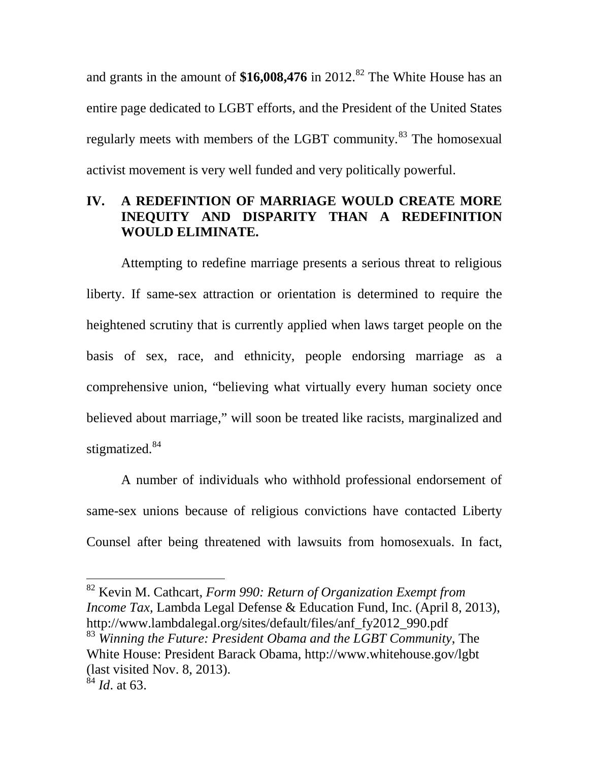and grants in the amount of **$16,008,476** in 2012.[82] The White House has an entire page dedicated to LGBT efforts, and the President of the United States regularly meets with members of the LGBT community.[83] The homosexual activist movement is very well funded and very politically powerful.

## IV. A REDEFINTION OF MARRIAGE WOULD CREATE MORE INEQUITY AND DISPARITY THAN A REDEFINITION WOULD ELIMINATE.

Attempting to redefine marriage presents a serious threat to religious liberty. If same-sex attraction or orientation is determined to require the heightened scrutiny that is currently applied when laws target people on the basis of sex, race, and ethnicity, people endorsing marriage as a comprehensive union, "believing what virtually every human society once believed about marriage," will soon be treated like racists, marginalized and stigmatized.[84]

A number of individuals who withhold professional endorsement of same-sex unions because of religious convictions have contacted Liberty Counsel after being threatened with lawsuits from homosexuals. In fact,

---

[82] Kevin M. Cathcart, *Form 990: Return of Organization Exempt from Income Tax*, Lambda Legal Defense & Education Fund, Inc. (April 8, 2013), http://www.lambdalegal.org/sites/default/files/anf_fy2012_990.pdf

[83] *Winning the Future: President Obama and the LGBT Community*, The White House: President Barack Obama, http://www.whitehouse.gov/lgbt (last visited Nov. 8, 2013).

[84] *Id*. at 63.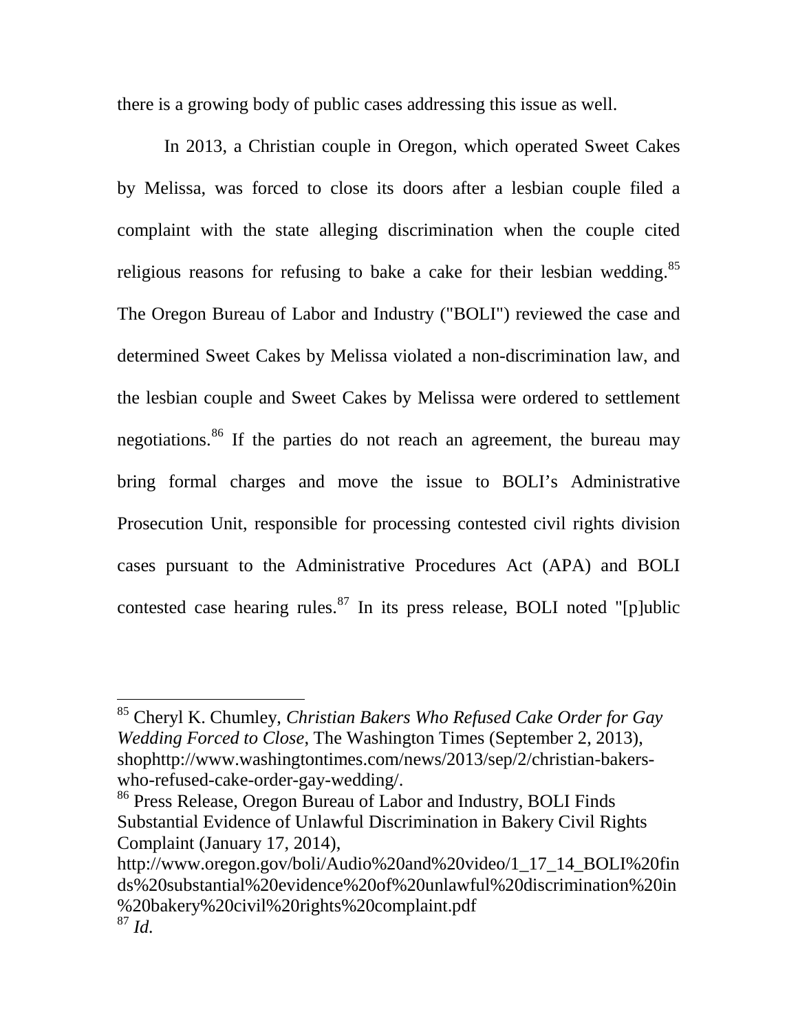there is a growing body of public cases addressing this issue as well.

In 2013, a Christian couple in Oregon, which operated Sweet Cakes by Melissa, was forced to close its doors after a lesbian couple filed a complaint with the state alleging discrimination when the couple cited religious reasons for refusing to bake a cake for their lesbian wedding.[85] The Oregon Bureau of Labor and Industry ("BOLI") reviewed the case and determined Sweet Cakes by Melissa violated a non-discrimination law, and the lesbian couple and Sweet Cakes by Melissa were ordered to settlement negotiations.[86] If the parties do not reach an agreement, the bureau may bring formal charges and move the issue to BOLI's Administrative Prosecution Unit, responsible for processing contested civil rights division cases pursuant to the Administrative Procedures Act (APA) and BOLI contested case hearing rules.[87] In its press release, BOLI noted "[p]ublic

---

[85] Cheryl K. Chumley, *Christian Bakers Who Refused Cake Order for Gay Wedding Forced to Close*, The Washington Times (September 2, 2013), shophttp://www.washingtontimes.com/news/2013/sep/2/christian-bakers-who-refused-cake-order-gay-wedding/.

[86] Press Release, Oregon Bureau of Labor and Industry, BOLI Finds Substantial Evidence of Unlawful Discrimination in Bakery Civil Rights Complaint (January 17, 2014), http://www.oregon.gov/boli/Audio%20and%20video/1_17_14_BOLI%20finds%20substantial%20evidence%20of%20unlawful%20discrimination%20in%20bakery%20civil%20rights%20complaint.pdf

[87] *Id.*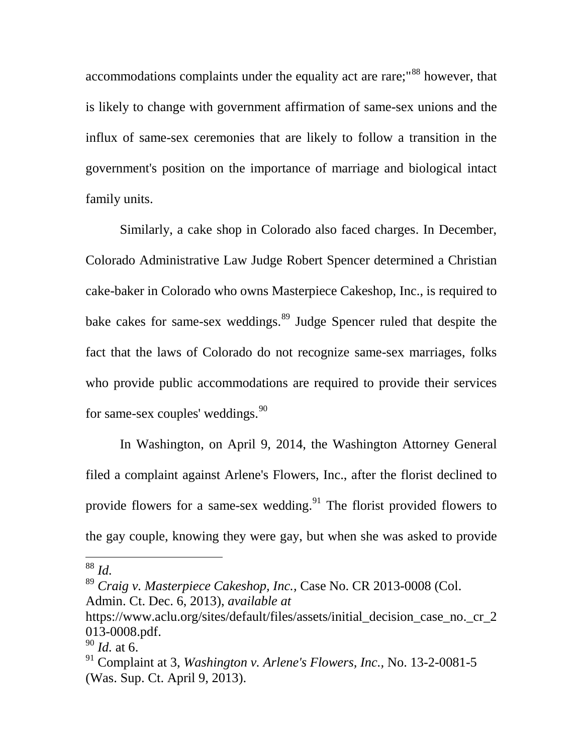accommodations complaints under the equality act are rare;"[88] however, that is likely to change with government affirmation of same-sex unions and the influx of same-sex ceremonies that are likely to follow a transition in the government's position on the importance of marriage and biological intact family units.

Similarly, a cake shop in Colorado also faced charges. In December, Colorado Administrative Law Judge Robert Spencer determined a Christian cake-baker in Colorado who owns Masterpiece Cakeshop, Inc., is required to bake cakes for same-sex weddings.[89] Judge Spencer ruled that despite the fact that the laws of Colorado do not recognize same-sex marriages, folks who provide public accommodations are required to provide their services for same-sex couples' weddings.[90]

In Washington, on April 9, 2014, the Washington Attorney General filed a complaint against Arlene's Flowers, Inc., after the florist declined to provide flowers for a same-sex wedding.[91] The florist provided flowers to the gay couple, knowing they were gay, but when she was asked to provide

---

[88] *Id.*

[89] *Craig v. Masterpiece Cakeshop, Inc.,* Case No. CR 2013-0008 (Col. Admin. Ct. Dec. 6, 2013), *available at* https://www.aclu.org/sites/default/files/assets/initial_decision_case_no._cr_2013-0008.pdf.

[90] *Id.* at 6.

[91] Complaint at 3, *Washington v. Arlene's Flowers, Inc.,* No. 13-2-0081-5 (Was. Sup. Ct. April 9, 2013).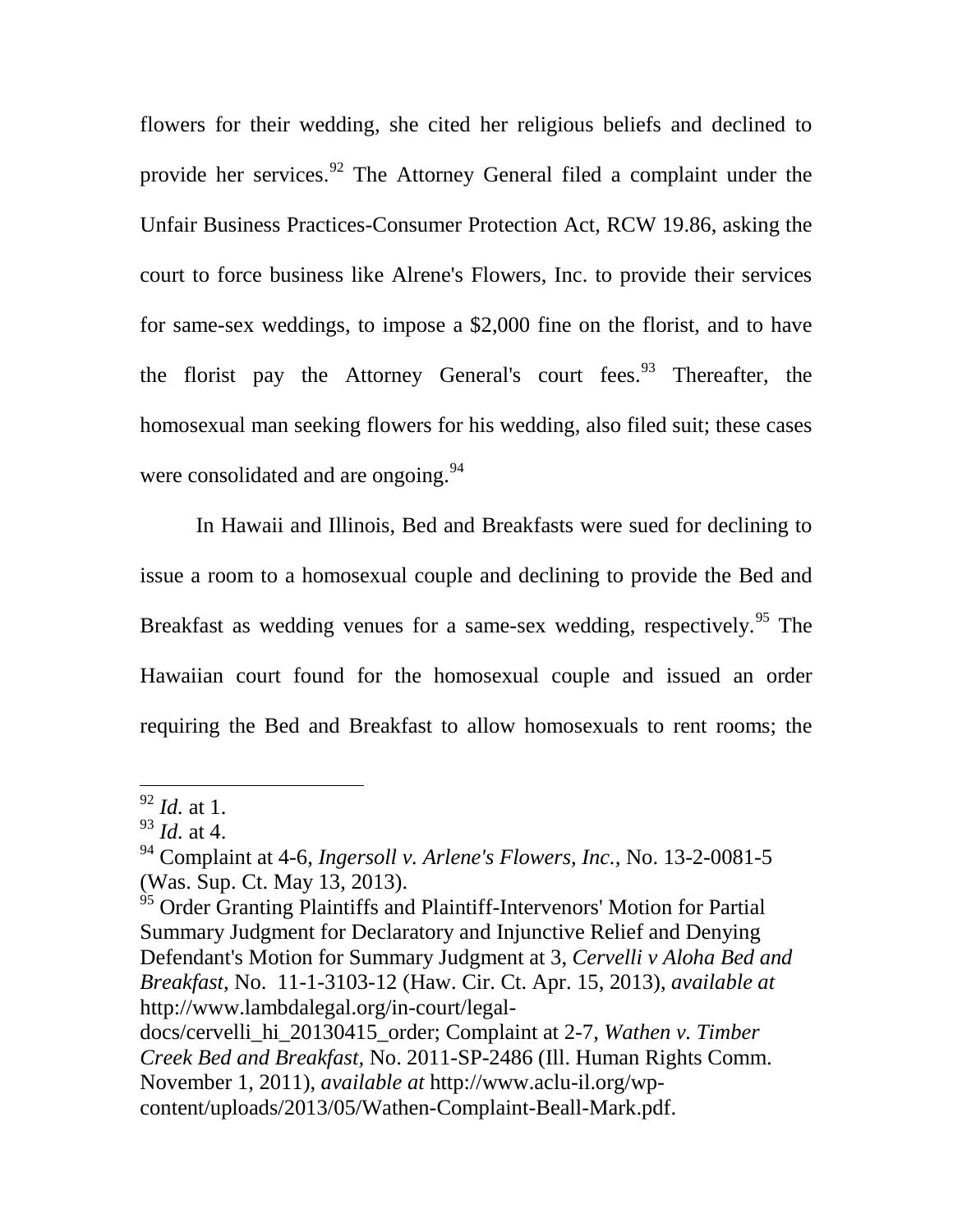flowers for their wedding, she cited her religious beliefs and declined to provide her services.[92] The Attorney General filed a complaint under the Unfair Business Practices-Consumer Protection Act, RCW 19.86, asking the court to force business like Alrene's Flowers, Inc. to provide their services for same-sex weddings, to impose a $2,000 fine on the florist, and to have the florist pay the Attorney General's court fees.[93] Thereafter, the homosexual man seeking flowers for his wedding, also filed suit; these cases were consolidated and are ongoing.[94]

In Hawaii and Illinois, Bed and Breakfasts were sued for declining to issue a room to a homosexual couple and declining to provide the Bed and Breakfast as wedding venues for a same-sex wedding, respectively.[95] The Hawaiian court found for the homosexual couple and issued an order requiring the Bed and Breakfast to allow homosexuals to rent rooms; the

---

[92] *Id.* at 1.

[93] *Id.* at 4.

[94] Complaint at 4-6, *Ingersoll v. Arlene's Flowers, Inc.*, No. 13-2-0081-5 (Was. Sup. Ct. May 13, 2013).

[95] Order Granting Plaintiffs and Plaintiff-Intervenors' Motion for Partial Summary Judgment for Declaratory and Injunctive Relief and Denying Defendant's Motion for Summary Judgment at 3, *Cervelli v Aloha Bed and Breakfast*, No. 11-1-3103-12 (Haw. Cir. Ct. Apr. 15, 2013), *available at* http://www.lambdalegal.org/in-court/legal-docs/cervelli_hi_20130415_order; Complaint at 2-7, *Wathen v. Timber Creek Bed and Breakfast*, No. 2011-SP-2486 (Ill. Human Rights Comm. November 1, 2011), *available at* http://www.aclu-il.org/wp-content/uploads/2013/05/Wathen-Complaint-Beall-Mark.pdf.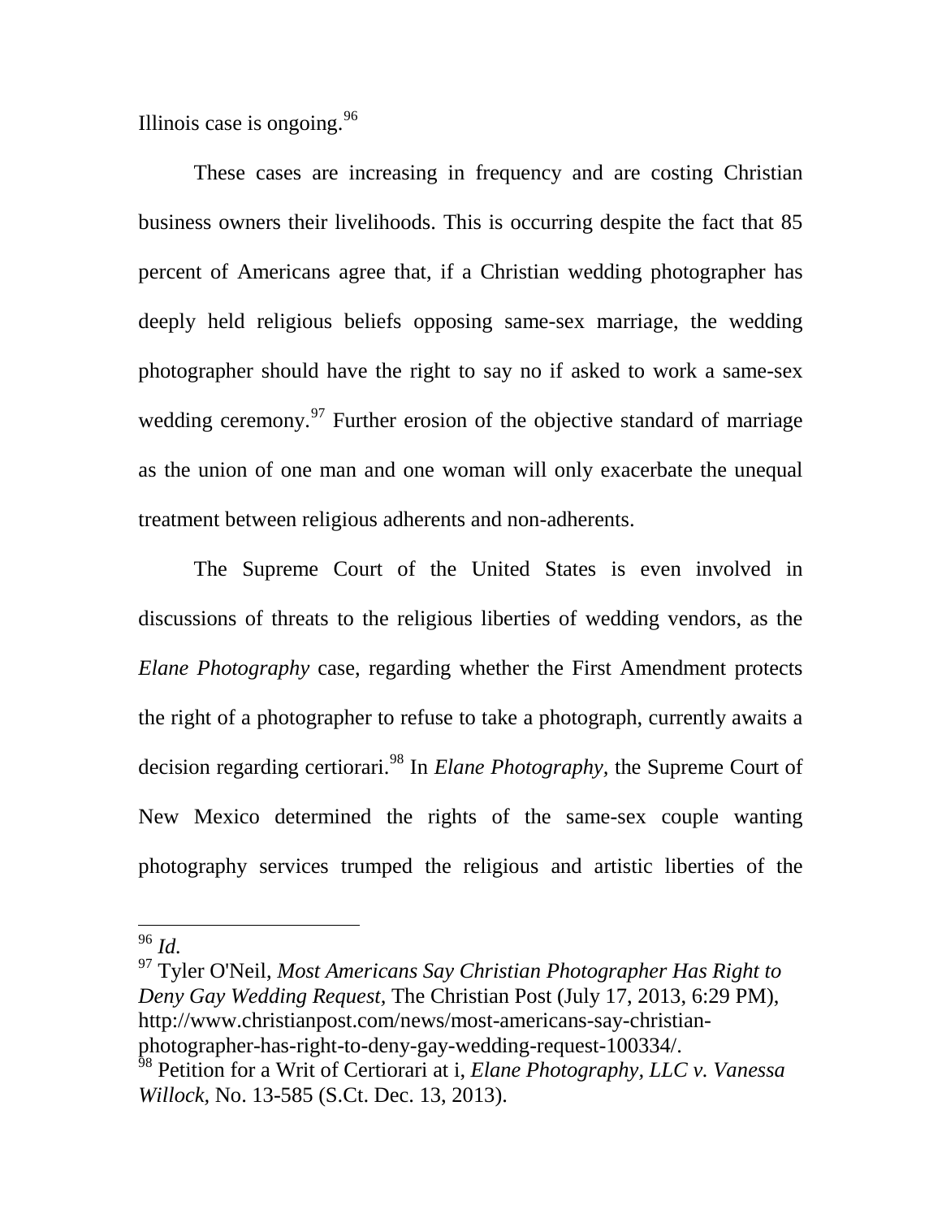Illinois case is ongoing.[96]

These cases are increasing in frequency and are costing Christian business owners their livelihoods. This is occurring despite the fact that 85 percent of Americans agree that, if a Christian wedding photographer has deeply held religious beliefs opposing same-sex marriage, the wedding photographer should have the right to say no if asked to work a same-sex wedding ceremony.[97] Further erosion of the objective standard of marriage as the union of one man and one woman will only exacerbate the unequal treatment between religious adherents and non-adherents.

The Supreme Court of the United States is even involved in discussions of threats to the religious liberties of wedding vendors, as the *Elane Photography* case, regarding whether the First Amendment protects the right of a photographer to refuse to take a photograph, currently awaits a decision regarding certiorari.[98] In *Elane Photography,* the Supreme Court of New Mexico determined the rights of the same-sex couple wanting photography services trumped the religious and artistic liberties of the

---

[96] *Id.*

[97] Tyler O'Neil, *Most Americans Say Christian Photographer Has Right to Deny Gay Wedding Request,* The Christian Post (July 17, 2013, 6:29 PM), http://www.christianpost.com/news/most-americans-say-christian-photographer-has-right-to-deny-gay-wedding-request-100334/.

[98] Petition for a Writ of Certiorari at i, *Elane Photography, LLC v. Vanessa Willock*, No. 13-585 (S.Ct. Dec. 13, 2013).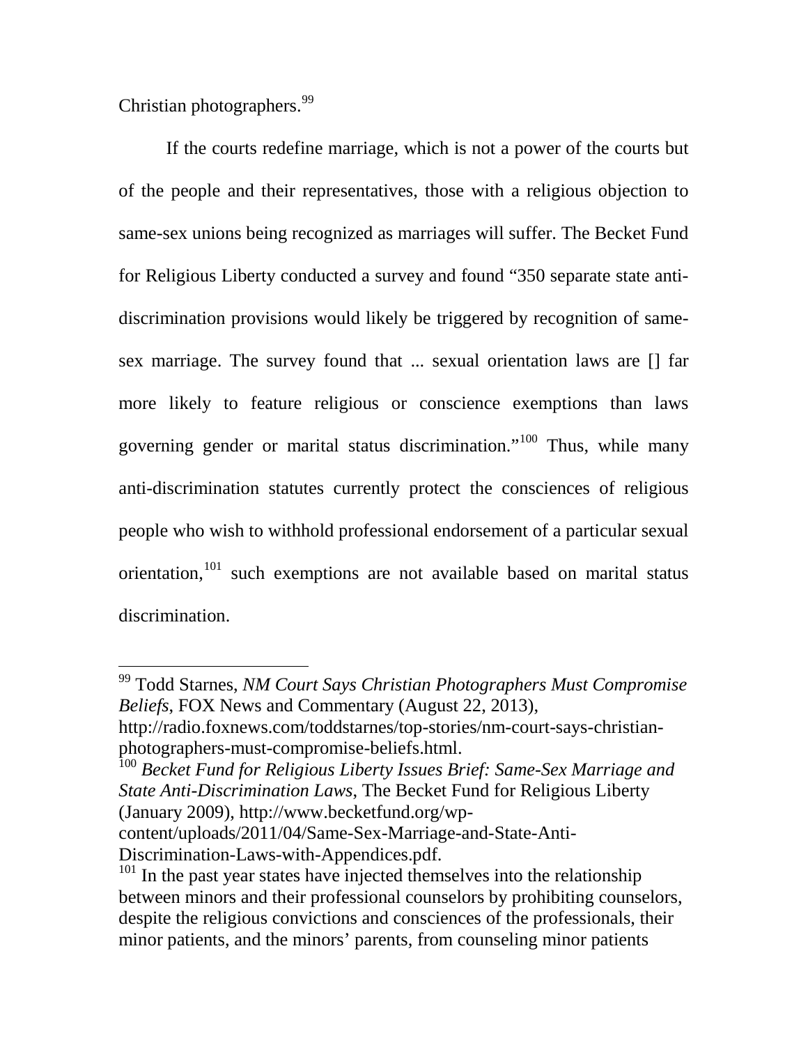Christian photographers.[99]

If the courts redefine marriage, which is not a power of the courts but of the people and their representatives, those with a religious objection to same-sex unions being recognized as marriages will suffer. The Becket Fund for Religious Liberty conducted a survey and found "350 separate state anti-discrimination provisions would likely be triggered by recognition of same-sex marriage. The survey found that ... sexual orientation laws are [] far more likely to feature religious or conscience exemptions than laws governing gender or marital status discrimination."[100] Thus, while many anti-discrimination statutes currently protect the consciences of religious people who wish to withhold professional endorsement of a particular sexual orientation,[101] such exemptions are not available based on marital status discrimination.

---

[99] Todd Starnes, *NM Court Says Christian Photographers Must Compromise Beliefs*, FOX News and Commentary (August 22, 2013), http://radio.foxnews.com/toddstarnes/top-stories/nm-court-says-christian-photographers-must-compromise-beliefs.html.

[100] *Becket Fund for Religious Liberty Issues Brief: Same-Sex Marriage and State Anti-Discrimination Laws*, The Becket Fund for Religious Liberty (January 2009), http://www.becketfund.org/wp-content/uploads/2011/04/Same-Sex-Marriage-and-State-Anti-Discrimination-Laws-with-Appendices.pdf.

[101] In the past year states have injected themselves into the relationship between minors and their professional counselors by prohibiting counselors, despite the religious convictions and consciences of the professionals, their minor patients, and the minors' parents, from counseling minor patients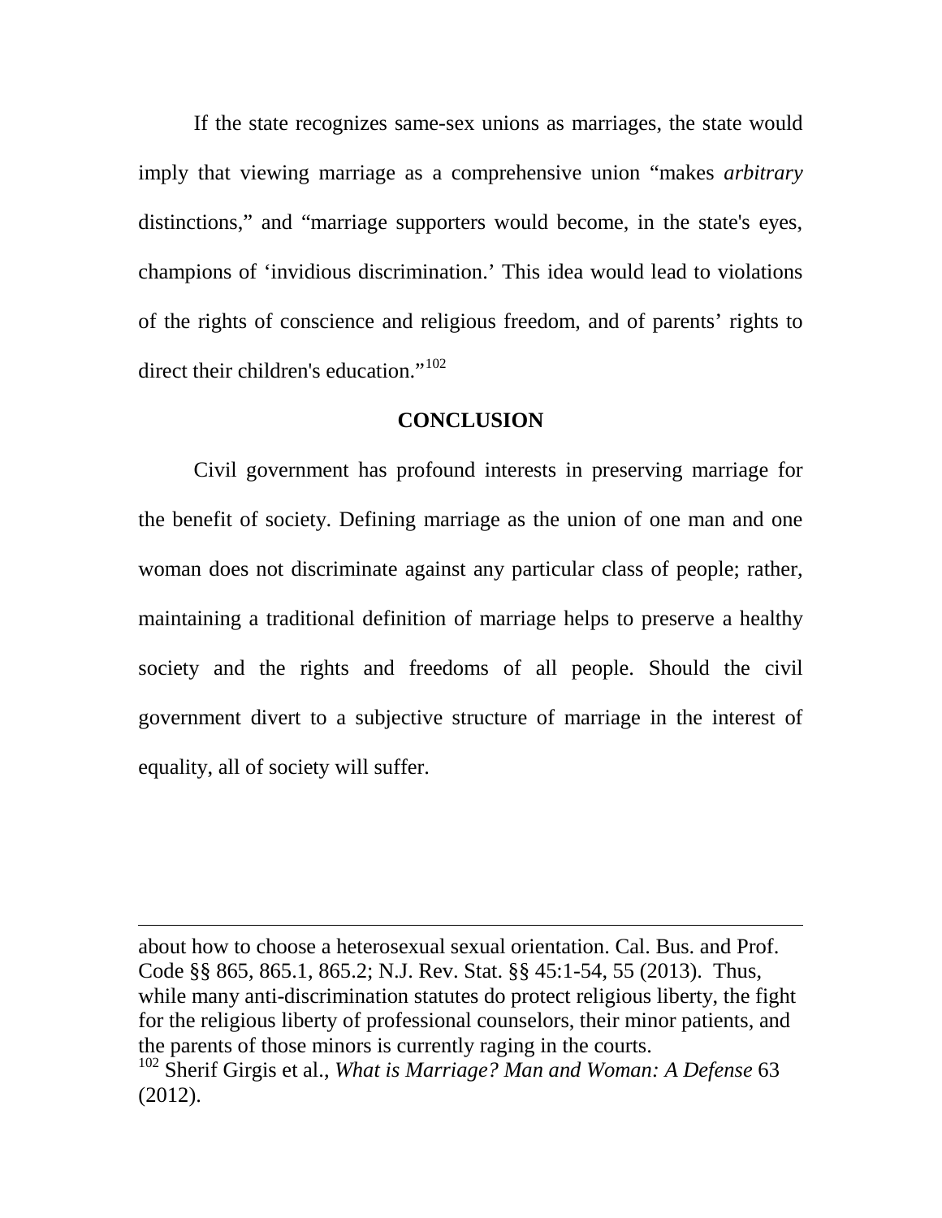If the state recognizes same-sex unions as marriages, the state would imply that viewing marriage as a comprehensive union "makes *arbitrary* distinctions," and "marriage supporters would become, in the state's eyes, champions of 'invidious discrimination.' This idea would lead to violations of the rights of conscience and religious freedom, and of parents' rights to direct their children's education."[102]

## CONCLUSION

Civil government has profound interests in preserving marriage for the benefit of society. Defining marriage as the union of one man and one woman does not discriminate against any particular class of people; rather, maintaining a traditional definition of marriage helps to preserve a healthy society and the rights and freedoms of all people. Should the civil government divert to a subjective structure of marriage in the interest of equality, all of society will suffer.

---

about how to choose a heterosexual sexual orientation. Cal. Bus. and Prof. Code §§ 865, 865.1, 865.2; N.J. Rev. Stat. §§ 45:1-54, 55 (2013). Thus, while many anti-discrimination statutes do protect religious liberty, the fight for the religious liberty of professional counselors, their minor patients, and the parents of those minors is currently raging in the courts.

[102] Sherif Girgis et al., *What is Marriage? Man and Woman: A Defense* 63 (2012).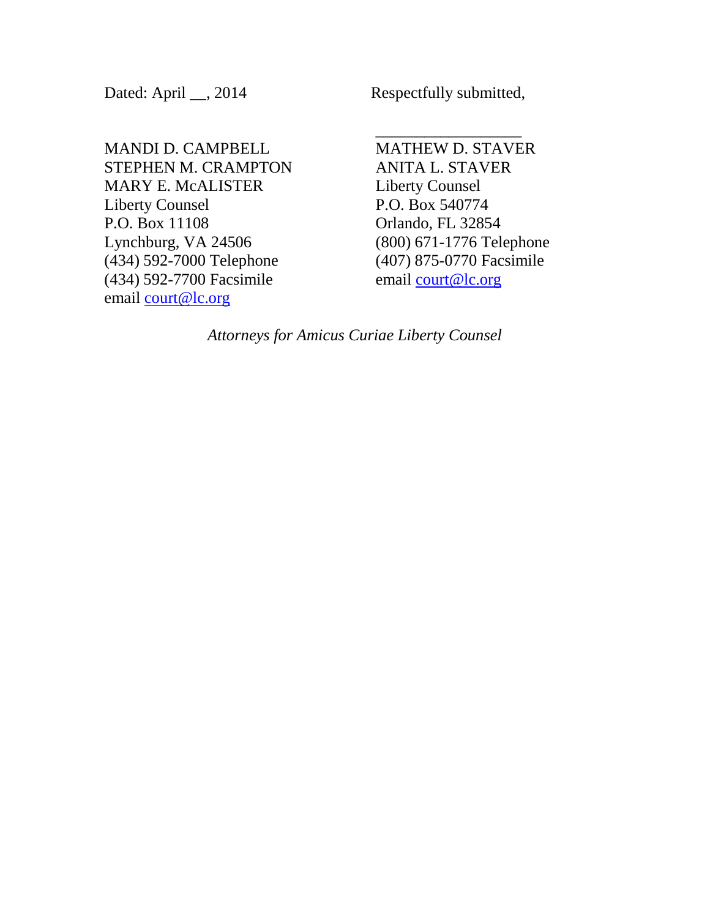Dated: April __, 2014

Respectfully submitted,

\_\_\_\_\_\_\_\_\_\_\_\_\_\_\_\_\_\_

MATHEW D. STAVER
ANITA L. STAVER
Liberty Counsel
P.O. Box 540774
Orlando, FL 32854
(800) 671-1776 Telephone
(407) 875-0770 Facsimile
email court@lc.org

MANDI D. CAMPBELL
STEPHEN M. CRAMPTON
MARY E. McALISTER
Liberty Counsel
P.O. Box 11108
Lynchburg, VA 24506
(434) 592-7000 Telephone
(434) 592-7700 Facsimile
email court@lc.org

*Attorneys for Amicus Curiae Liberty Counsel*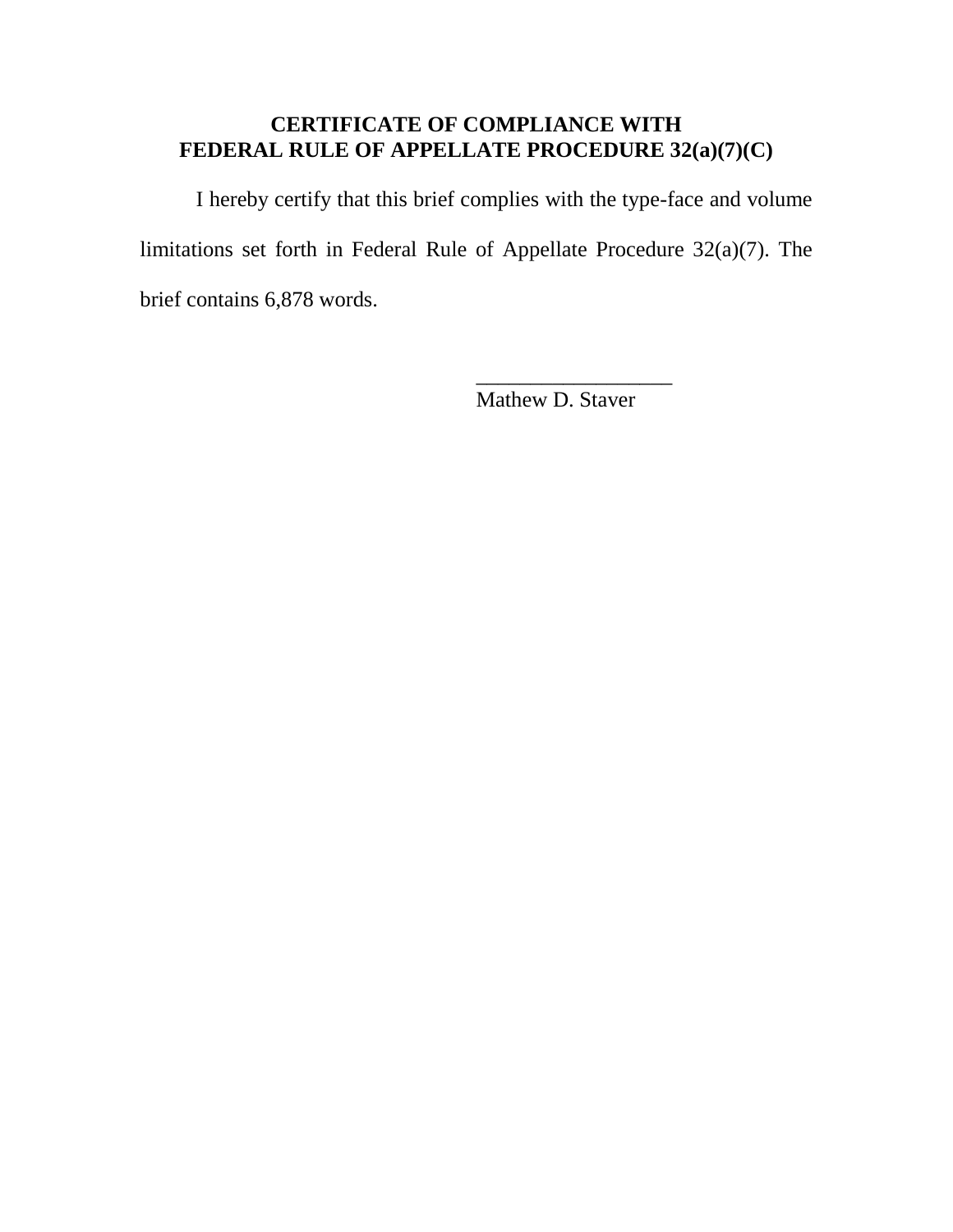**CERTIFICATE OF COMPLIANCE WITH**
**FEDERAL RULE OF APPELLATE PROCEDURE 32(a)(7)(C)**

I hereby certify that this brief complies with the type-face and volume limitations set forth in Federal Rule of Appellate Procedure 32(a)(7). The brief contains 6,878 words.

__________________
Mathew D. Staver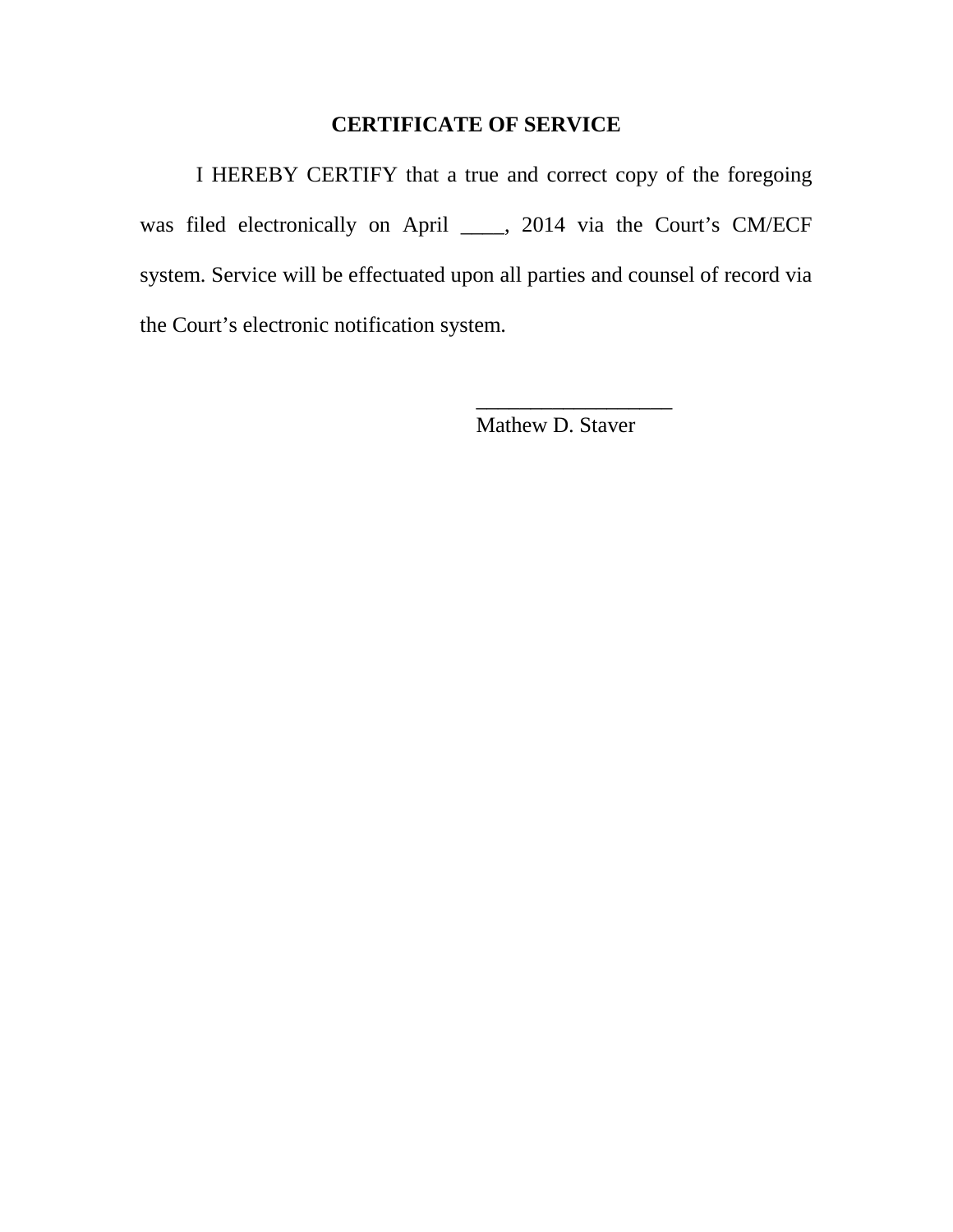## CERTIFICATE OF SERVICE

I HEREBY CERTIFY that a true and correct copy of the foregoing was filed electronically on April ____, 2014 via the Court's CM/ECF system. Service will be effectuated upon all parties and counsel of record via the Court's electronic notification system.

__________________
Mathew D. Staver